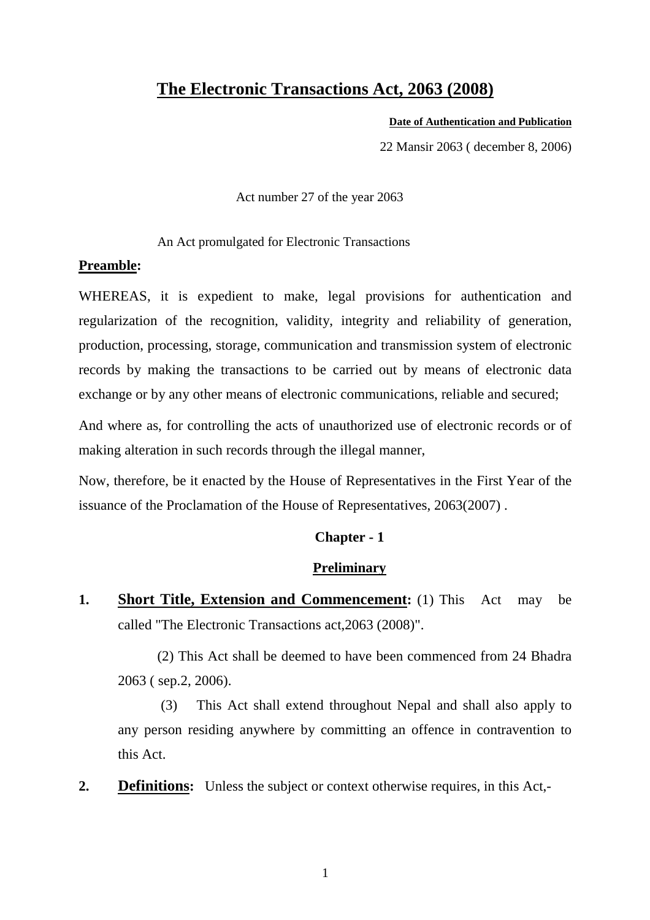# The Electronic Transactions Act, 2063 (2008)

**Date of Authentication and Publication**

22 Mansir 2063 ( december 8, 2006)

Act number 27 of the year 2063

An Act promulgated for Electronic Transactions

**Preamble:**

WHEREAS, it is expedient to make, legal provisions for authentication and regularization of the recognition, validity, integrity and reliability of generation, production, processing, storage, communication and transmission system of electronic records by making the transactions to be carried out by means of electronic data exchange or by any other means of electronic communications, reliable and secured;

And where as, for controlling the acts of unauthorized use of electronic records or of making alteration in such records through the illegal manner,

Now, therefore, be it enacted by the House of Representatives in the First Year of the issuance of the Proclamation of the House of Representatives, 2063(2007) .

## Chapter - 1

## Preliminary

**1. Short Title, Extension and Commencement:** (1) This Act may be called "The Electronic Transactions act,2063 (2008)".

(2) This Act shall be deemed to have been commenced from 24 Bhadra 2063 ( sep.2, 2006).

(3) This Act shall extend throughout Nepal and shall also apply to any person residing anywhere by committing an offence in contravention to this Act.

**2. Definitions:** Unless the subject or context otherwise requires, in this Act,-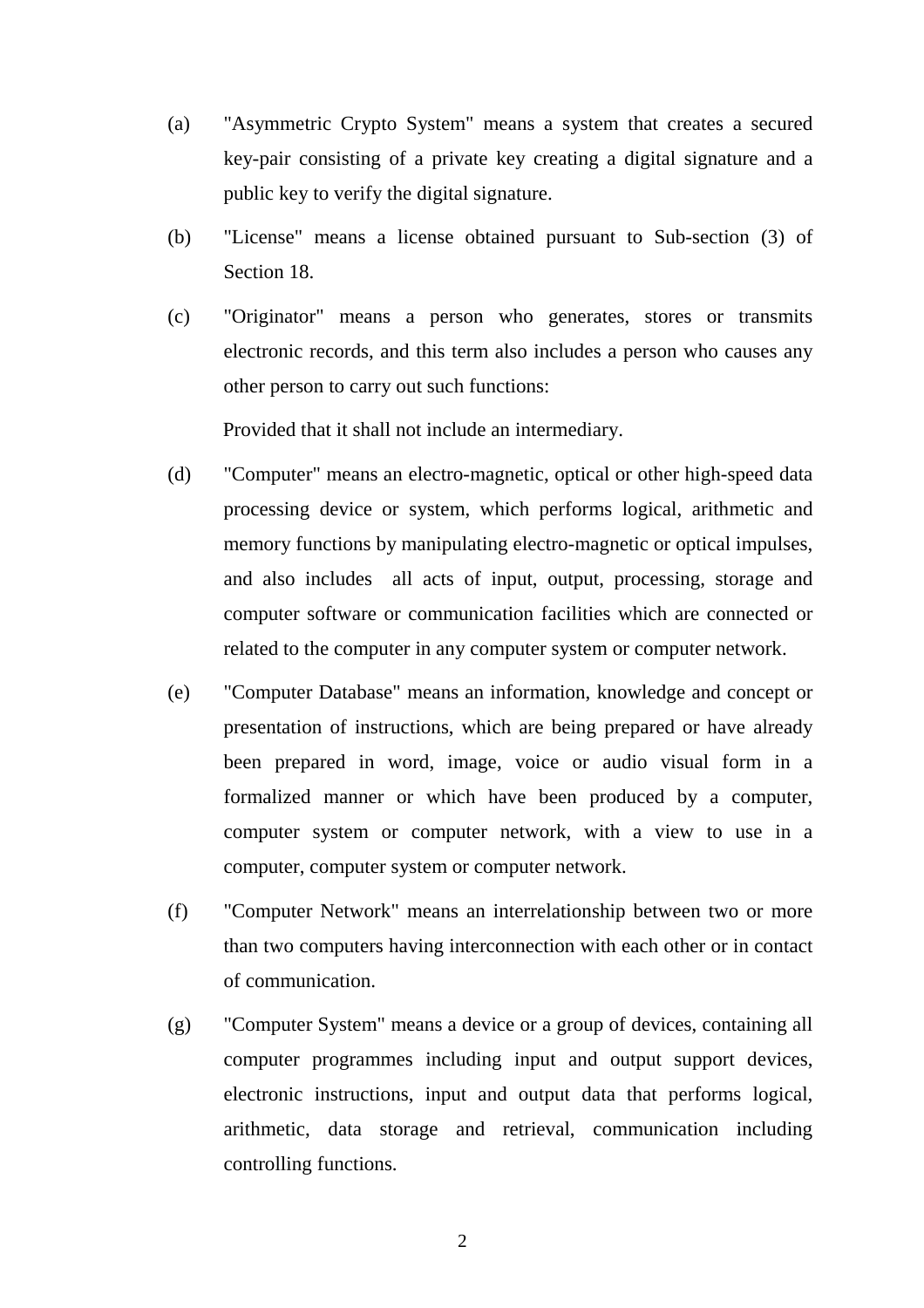(a) "Asymmetric Crypto System" means a system that creates a secured key-pair consisting of a private key creating a digital signature and a public key to verify the digital signature.

(b) "License" means a license obtained pursuant to Sub-section (3) of Section 18.

(c) "Originator" means a person who generates, stores or transmits electronic records, and this term also includes a person who causes any other person to carry out such functions:

Provided that it shall not include an intermediary.

(d) "Computer" means an electro-magnetic, optical or other high-speed data processing device or system, which performs logical, arithmetic and memory functions by manipulating electro-magnetic or optical impulses, and also includes all acts of input, output, processing, storage and computer software or communication facilities which are connected or related to the computer in any computer system or computer network.

(e) "Computer Database" means an information, knowledge and concept or presentation of instructions, which are being prepared or have already been prepared in word, image, voice or audio visual form in a formalized manner or which have been produced by a computer, computer system or computer network, with a view to use in a computer, computer system or computer network.

(f) "Computer Network" means an interrelationship between two or more than two computers having interconnection with each other or in contact of communication.

(g) "Computer System" means a device or a group of devices, containing all computer programmes including input and output support devices, electronic instructions, input and output data that performs logical, arithmetic, data storage and retrieval, communication including controlling functions.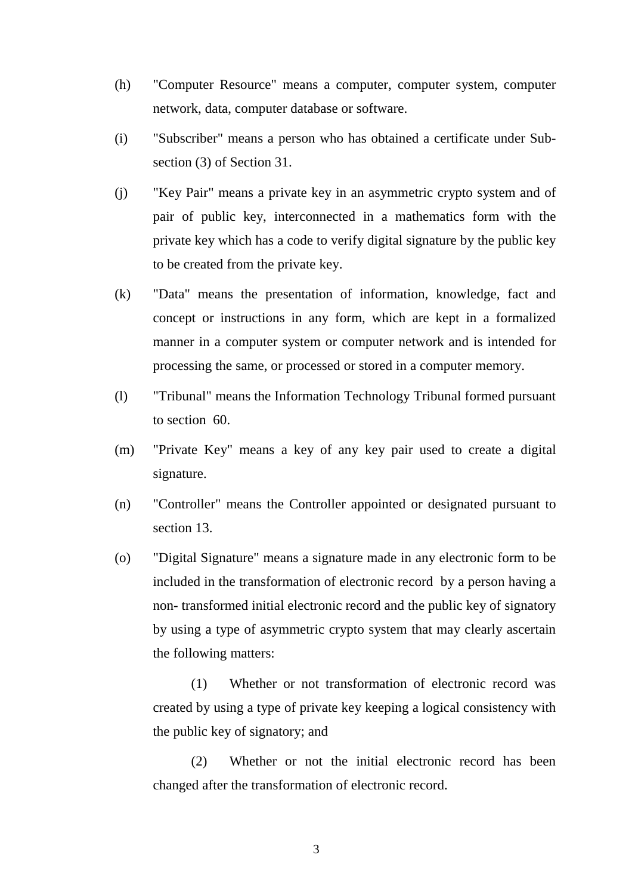(h) "Computer Resource" means a computer, computer system, computer network, data, computer database or software.

(i) "Subscriber" means a person who has obtained a certificate under Sub-section (3) of Section 31.

(j) "Key Pair" means a private key in an asymmetric crypto system and of pair of public key, interconnected in a mathematics form with the private key which has a code to verify digital signature by the public key to be created from the private key.

(k) "Data" means the presentation of information, knowledge, fact and concept or instructions in any form, which are kept in a formalized manner in a computer system or computer network and is intended for processing the same, or processed or stored in a computer memory.

(l) "Tribunal" means the Information Technology Tribunal formed pursuant to section 60.

(m) "Private Key" means a key of any key pair used to create a digital signature.

(n) "Controller" means the Controller appointed or designated pursuant to section 13.

(o) "Digital Signature" means a signature made in any electronic form to be included in the transformation of electronic record by a person having a non- transformed initial electronic record and the public key of signatory by using a type of asymmetric crypto system that may clearly ascertain the following matters:

(1) Whether or not transformation of electronic record was created by using a type of private key keeping a logical consistency with the public key of signatory; and

(2) Whether or not the initial electronic record has been changed after the transformation of electronic record.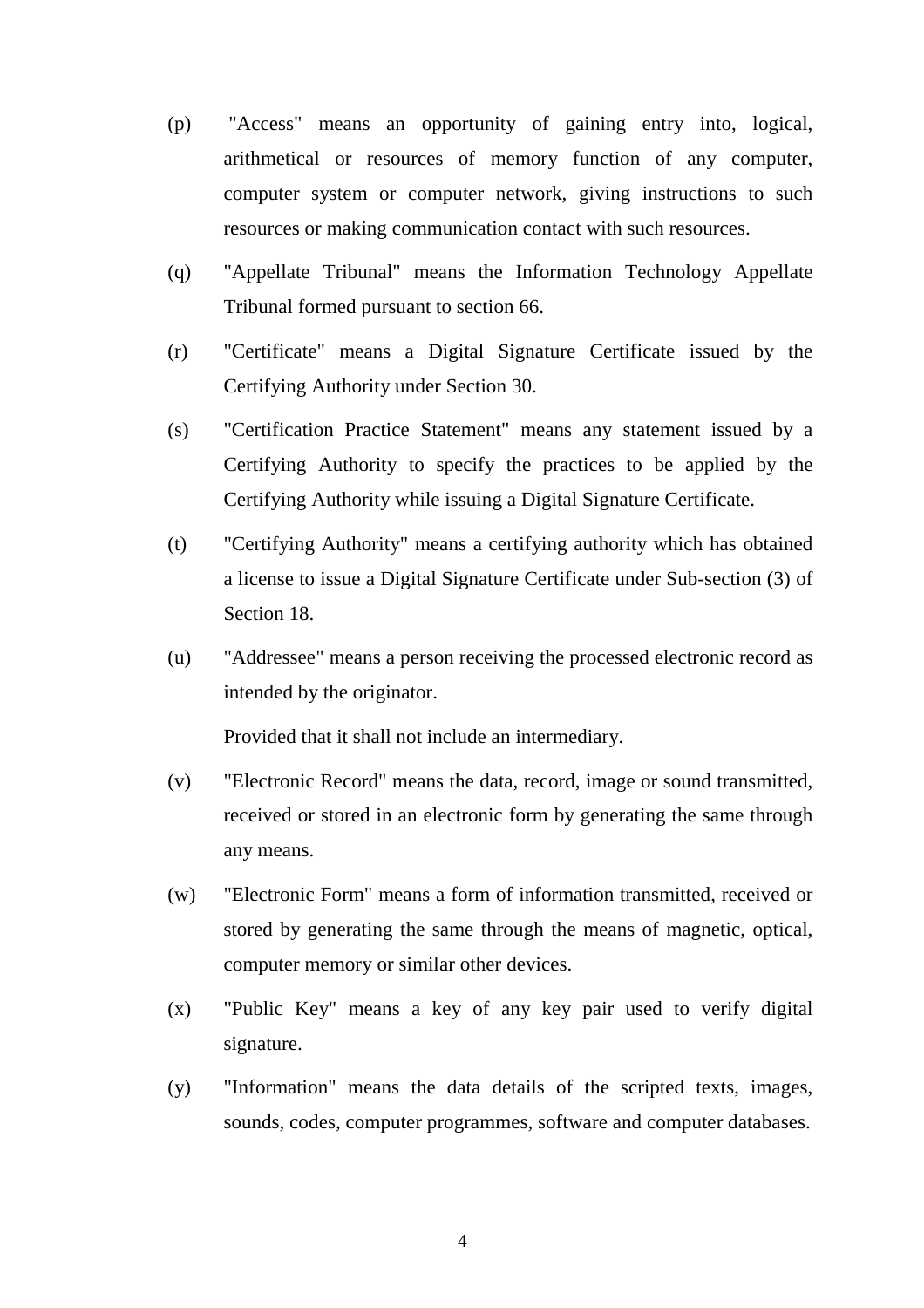(p) "Access" means an opportunity of gaining entry into, logical, arithmetical or resources of memory function of any computer, computer system or computer network, giving instructions to such resources or making communication contact with such resources.

(q) "Appellate Tribunal" means the Information Technology Appellate Tribunal formed pursuant to section 66.

(r) "Certificate" means a Digital Signature Certificate issued by the Certifying Authority under Section 30.

(s) "Certification Practice Statement" means any statement issued by a Certifying Authority to specify the practices to be applied by the Certifying Authority while issuing a Digital Signature Certificate.

(t) "Certifying Authority" means a certifying authority which has obtained a license to issue a Digital Signature Certificate under Sub-section (3) of Section 18.

(u) "Addressee" means a person receiving the processed electronic record as intended by the originator.

Provided that it shall not include an intermediary.

(v) "Electronic Record" means the data, record, image or sound transmitted, received or stored in an electronic form by generating the same through any means.

(w) "Electronic Form" means a form of information transmitted, received or stored by generating the same through the means of magnetic, optical, computer memory or similar other devices.

(x) "Public Key" means a key of any key pair used to verify digital signature.

(y) "Information" means the data details of the scripted texts, images, sounds, codes, computer programmes, software and computer databases.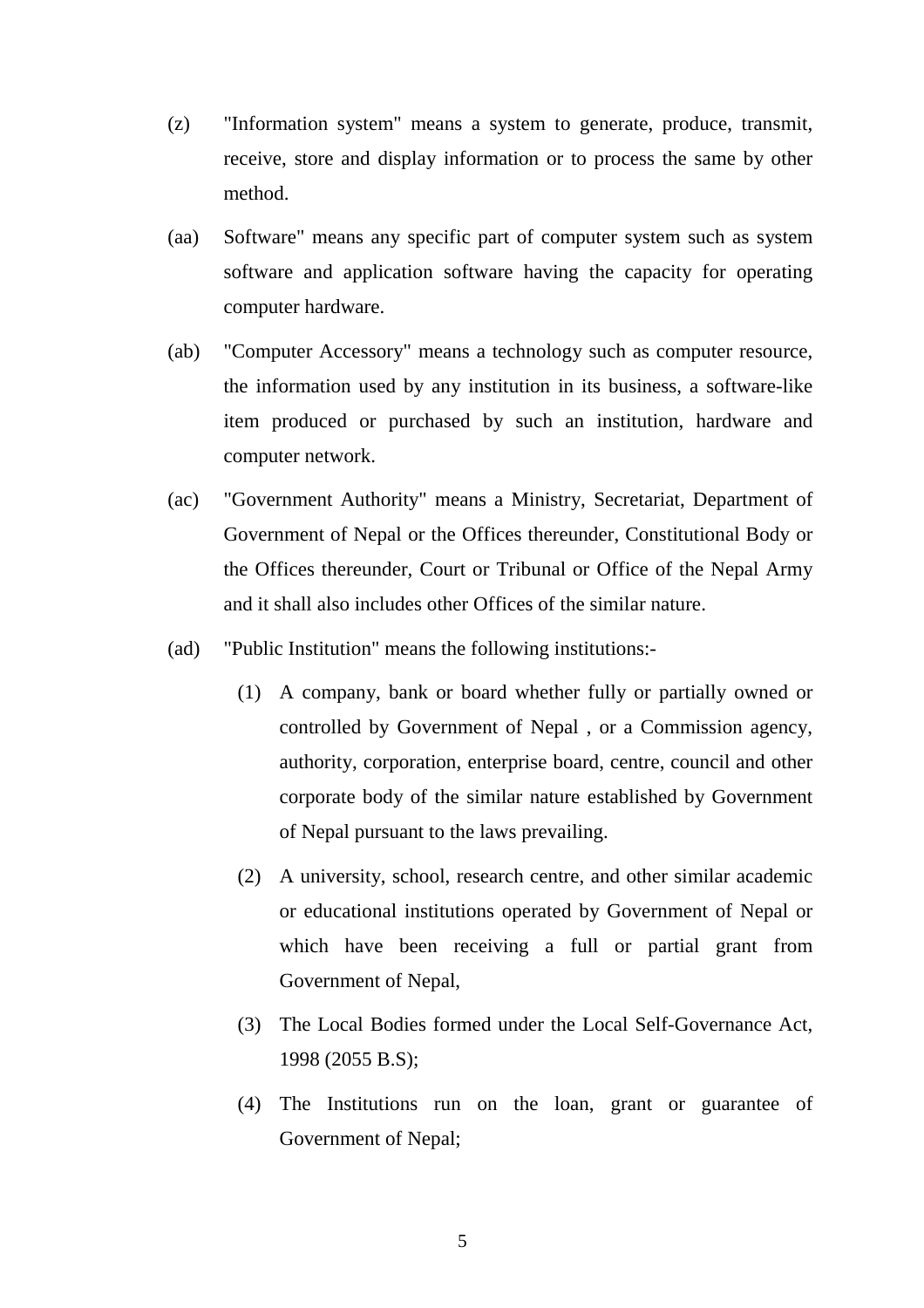(z) "Information system" means a system to generate, produce, transmit, receive, store and display information or to process the same by other method.

(aa) Software" means any specific part of computer system such as system software and application software having the capacity for operating computer hardware.

(ab) "Computer Accessory" means a technology such as computer resource, the information used by any institution in its business, a software-like item produced or purchased by such an institution, hardware and computer network.

(ac) "Government Authority" means a Ministry, Secretariat, Department of Government of Nepal or the Offices thereunder, Constitutional Body or the Offices thereunder, Court or Tribunal or Office of the Nepal Army and it shall also includes other Offices of the similar nature.

(ad) "Public Institution" means the following institutions:-

(1) A company, bank or board whether fully or partially owned or controlled by Government of Nepal , or a Commission agency, authority, corporation, enterprise board, centre, council and other corporate body of the similar nature established by Government of Nepal pursuant to the laws prevailing.

(2) A university, school, research centre, and other similar academic or educational institutions operated by Government of Nepal or which have been receiving a full or partial grant from Government of Nepal,

(3) The Local Bodies formed under the Local Self-Governance Act, 1998 (2055 B.S);

(4) The Institutions run on the loan, grant or guarantee of Government of Nepal;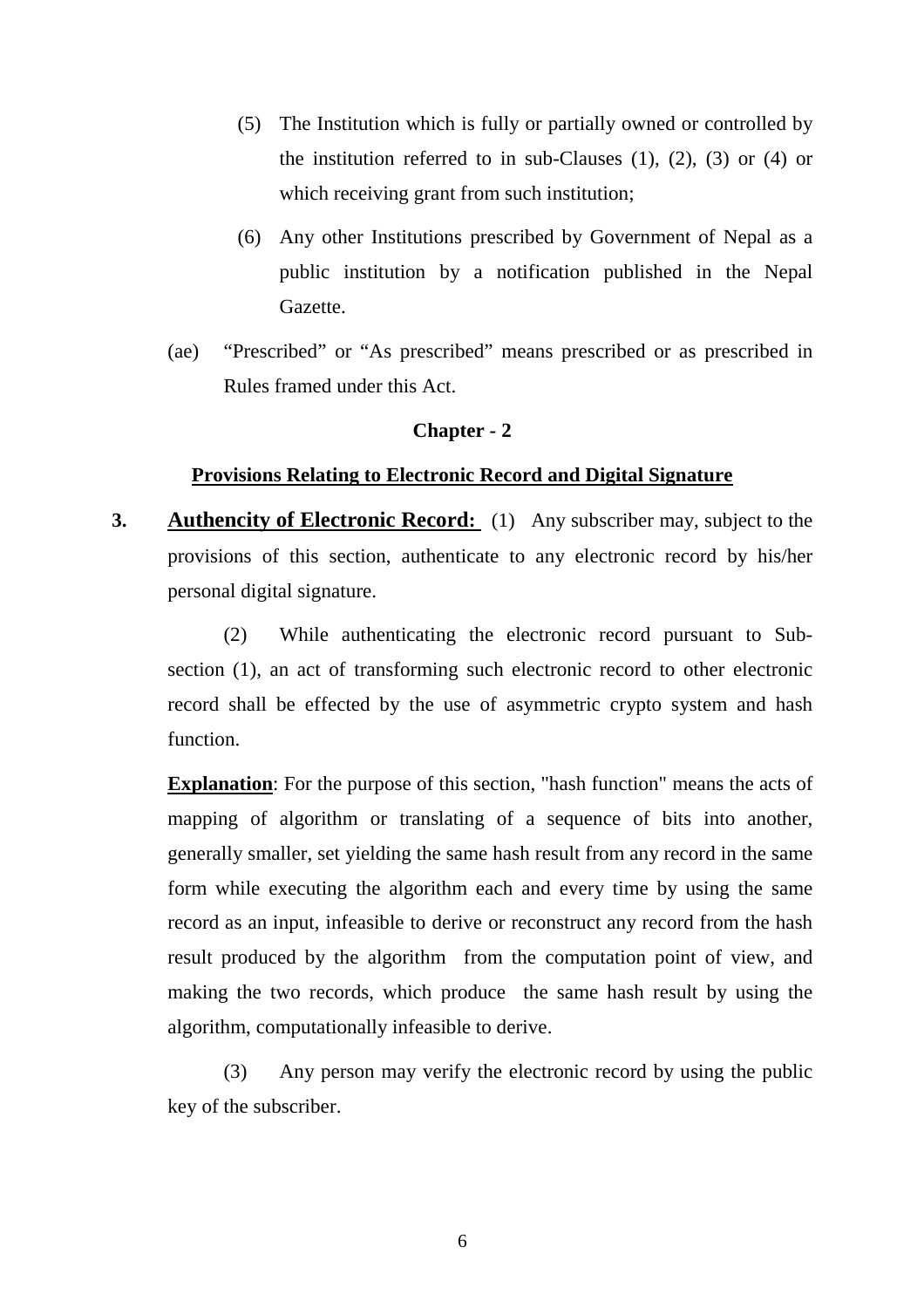(5) The Institution which is fully or partially owned or controlled by the institution referred to in sub-Clauses (1), (2), (3) or (4) or which receiving grant from such institution;

(6) Any other Institutions prescribed by Government of Nepal as a public institution by a notification published in the Nepal Gazette.

(ae) "Prescribed" or "As prescribed" means prescribed or as prescribed in Rules framed under this Act.

## Chapter - 2

### Provisions Relating to Electronic Record and Digital Signature

**3. Authencity of Electronic Record:** (1) Any subscriber may, subject to the provisions of this section, authenticate to any electronic record by his/her personal digital signature.

(2) While authenticating the electronic record pursuant to Sub-section (1), an act of transforming such electronic record to other electronic record shall be effected by the use of asymmetric crypto system and hash function.

**Explanation**: For the purpose of this section, "hash function" means the acts of mapping of algorithm or translating of a sequence of bits into another, generally smaller, set yielding the same hash result from any record in the same form while executing the algorithm each and every time by using the same record as an input, infeasible to derive or reconstruct any record from the hash result produced by the algorithm from the computation point of view, and making the two records, which produce the same hash result by using the algorithm, computationally infeasible to derive.

(3) Any person may verify the electronic record by using the public key of the subscriber.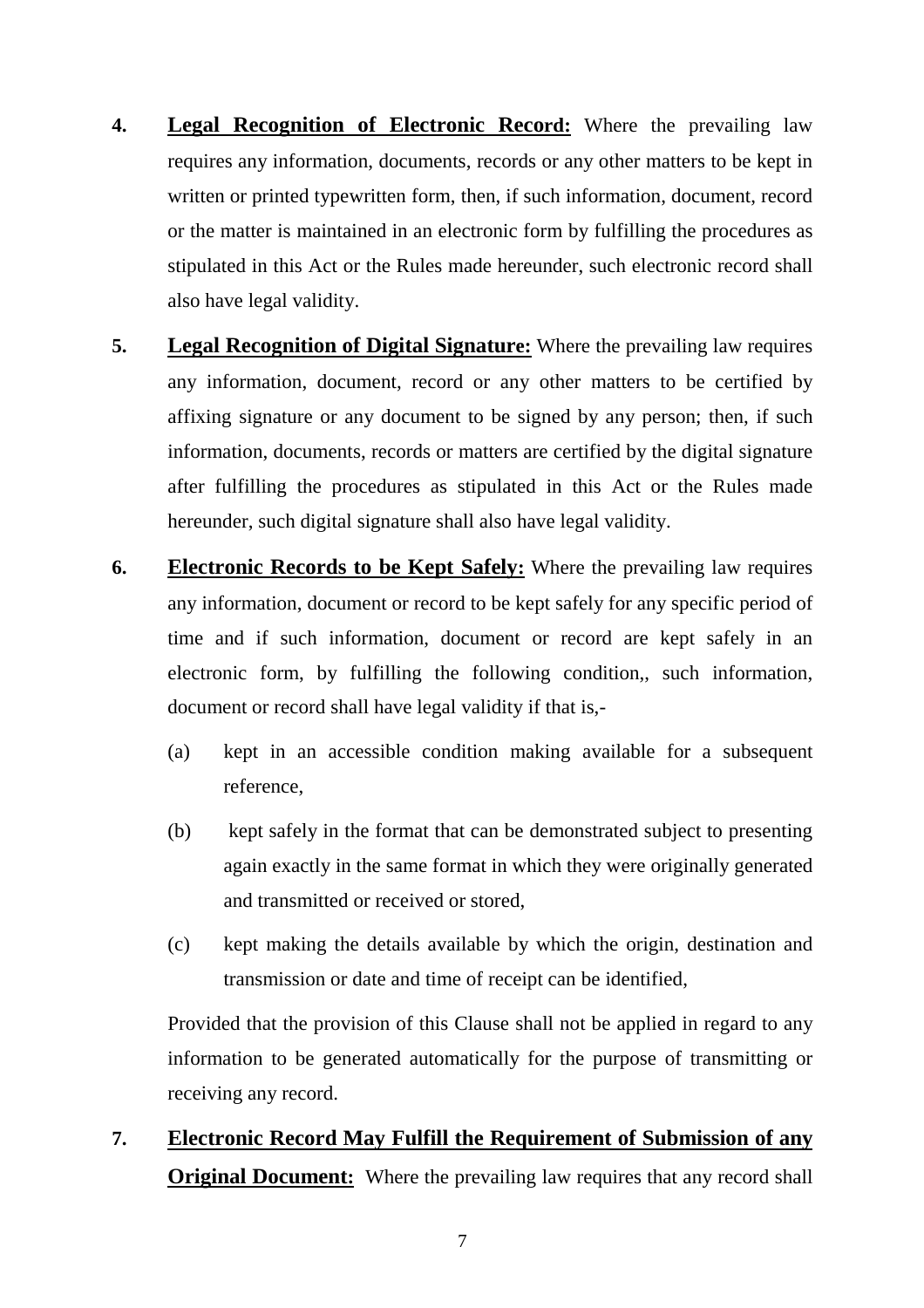**4.** **Legal Recognition of Electronic Record:** Where the prevailing law requires any information, documents, records or any other matters to be kept in written or printed typewritten form, then, if such information, document, record or the matter is maintained in an electronic form by fulfilling the procedures as stipulated in this Act or the Rules made hereunder, such electronic record shall also have legal validity.

**5.** **Legal Recognition of Digital Signature:** Where the prevailing law requires any information, document, record or any other matters to be certified by affixing signature or any document to be signed by any person; then, if such information, documents, records or matters are certified by the digital signature after fulfilling the procedures as stipulated in this Act or the Rules made hereunder, such digital signature shall also have legal validity.

**6.** **Electronic Records to be Kept Safely:** Where the prevailing law requires any information, document or record to be kept safely for any specific period of time and if such information, document or record are kept safely in an electronic form, by fulfilling the following condition,, such information, document or record shall have legal validity if that is,-

(a) kept in an accessible condition making available for a subsequent reference,

(b) kept safely in the format that can be demonstrated subject to presenting again exactly in the same format in which they were originally generated and transmitted or received or stored,

(c) kept making the details available by which the origin, destination and transmission or date and time of receipt can be identified,

Provided that the provision of this Clause shall not be applied in regard to any information to be generated automatically for the purpose of transmitting or receiving any record.

**7.** **Electronic Record May Fulfill the Requirement of Submission of any Original Document:** Where the prevailing law requires that any record shall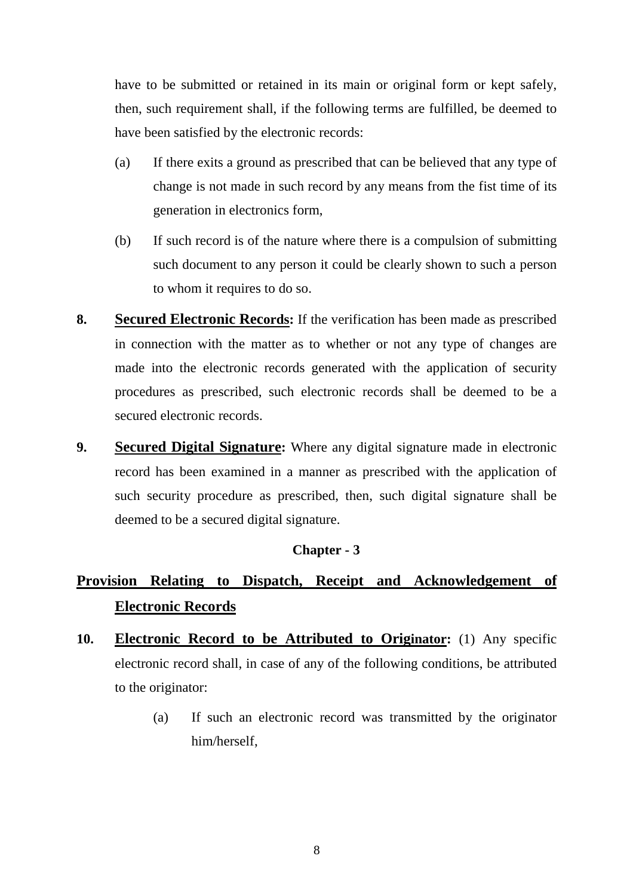have to be submitted or retained in its main or original form or kept safely, then, such requirement shall, if the following terms are fulfilled, be deemed to have been satisfied by the electronic records:

(a) If there exits a ground as prescribed that can be believed that any type of change is not made in such record by any means from the fist time of its generation in electronics form,

(b) If such record is of the nature where there is a compulsion of submitting such document to any person it could be clearly shown to such a person to whom it requires to do so.

**8. Secured Electronic Records:** If the verification has been made as prescribed in connection with the matter as to whether or not any type of changes are made into the electronic records generated with the application of security procedures as prescribed, such electronic records shall be deemed to be a secured electronic records.

**9. Secured Digital Signature:** Where any digital signature made in electronic record has been examined in a manner as prescribed with the application of such security procedure as prescribed, then, such digital signature shall be deemed to be a secured digital signature.

## Chapter - 3

## Provision Relating to Dispatch, Receipt and Acknowledgement of Electronic Records

**10. Electronic Record to be Attributed to Originator:** (1) Any specific electronic record shall, in case of any of the following conditions, be attributed to the originator:

(a) If such an electronic record was transmitted by the originator him/herself,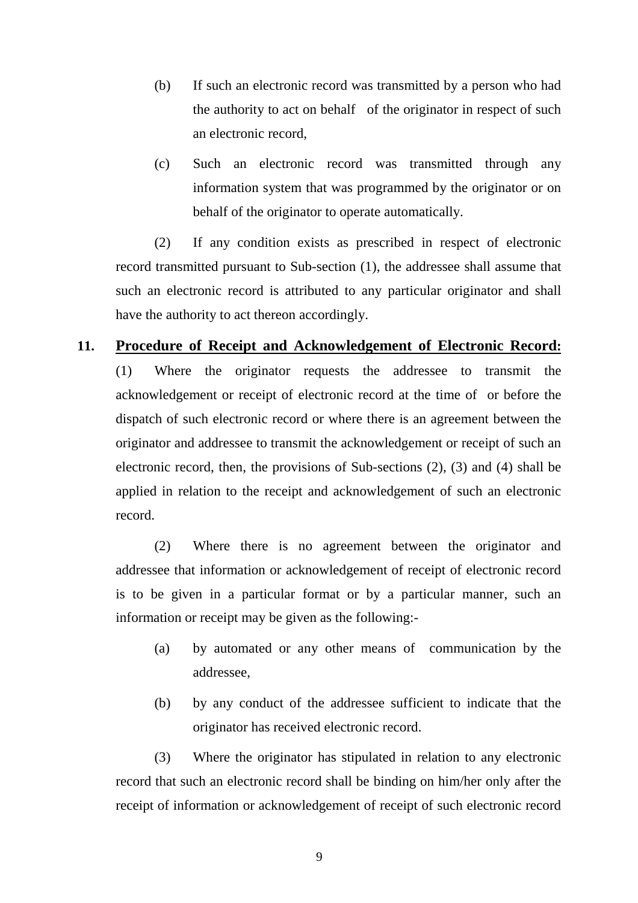(b) If such an electronic record was transmitted by a person who had the authority to act on behalf of the originator in respect of such an electronic record,

(c) Such an electronic record was transmitted through any information system that was programmed by the originator or on behalf of the originator to operate automatically.

(2) If any condition exists as prescribed in respect of electronic record transmitted pursuant to Sub-section (1), the addressee shall assume that such an electronic record is attributed to any particular originator and shall have the authority to act thereon accordingly.

**11. <u>Procedure of Receipt and Acknowledgement of Electronic Record:</u>**

(1) Where the originator requests the addressee to transmit the acknowledgement or receipt of electronic record at the time of or before the dispatch of such electronic record or where there is an agreement between the originator and addressee to transmit the acknowledgement or receipt of such an electronic record, then, the provisions of Sub-sections (2), (3) and (4) shall be applied in relation to the receipt and acknowledgement of such an electronic record.

(2) Where there is no agreement between the originator and addressee that information or acknowledgement of receipt of electronic record is to be given in a particular format or by a particular manner, such an information or receipt may be given as the following:-

(a) by automated or any other means of communication by the addressee,

(b) by any conduct of the addressee sufficient to indicate that the originator has received electronic record.

(3) Where the originator has stipulated in relation to any electronic record that such an electronic record shall be binding on him/her only after the receipt of information or acknowledgement of receipt of such electronic record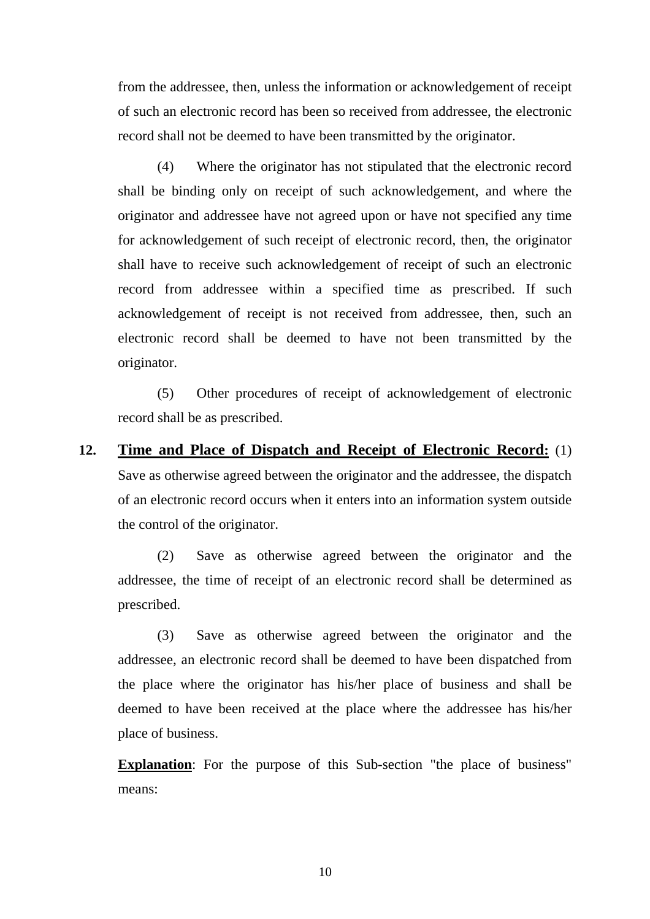from the addressee, then, unless the information or acknowledgement of receipt of such an electronic record has been so received from addressee, the electronic record shall not be deemed to have been transmitted by the originator.

(4) Where the originator has not stipulated that the electronic record shall be binding only on receipt of such acknowledgement, and where the originator and addressee have not agreed upon or have not specified any time for acknowledgement of such receipt of electronic record, then, the originator shall have to receive such acknowledgement of receipt of such an electronic record from addressee within a specified time as prescribed. If such acknowledgement of receipt is not received from addressee, then, such an electronic record shall be deemed to have not been transmitted by the originator.

(5) Other procedures of receipt of acknowledgement of electronic record shall be as prescribed.

**12. <u>Time and Place of Dispatch and Receipt of Electronic Record:</u>** (1) Save as otherwise agreed between the originator and the addressee, the dispatch of an electronic record occurs when it enters into an information system outside the control of the originator.

(2) Save as otherwise agreed between the originator and the addressee, the time of receipt of an electronic record shall be determined as prescribed.

(3) Save as otherwise agreed between the originator and the addressee, an electronic record shall be deemed to have been dispatched from the place where the originator has his/her place of business and shall be deemed to have been received at the place where the addressee has his/her place of business.

**<u>Explanation</u>**: For the purpose of this Sub-section "the place of business" means: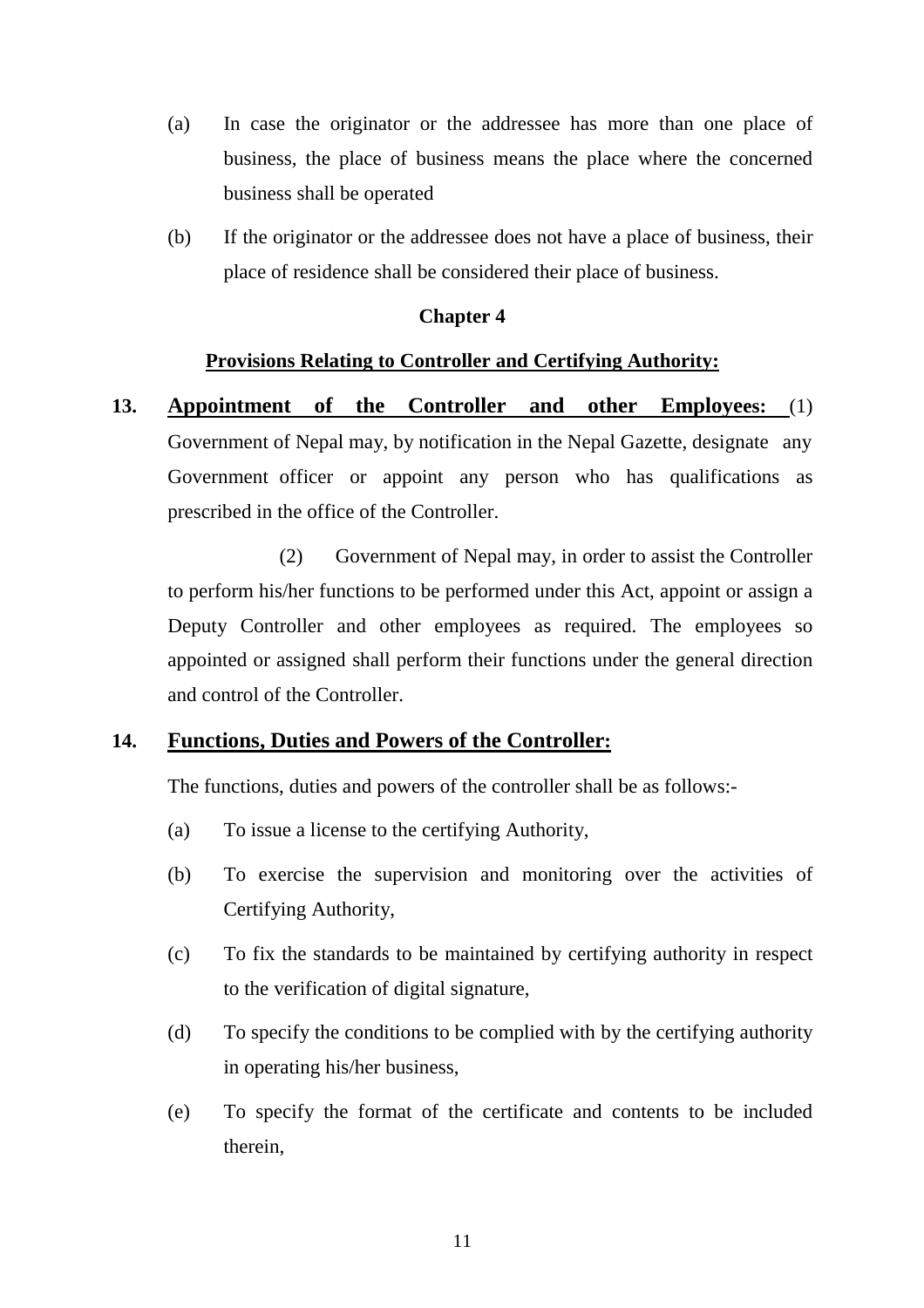(a) In case the originator or the addressee has more than one place of business, the place of business means the place where the concerned business shall be operated

(b) If the originator or the addressee does not have a place of business, their place of residence shall be considered their place of business.

## Chapter 4

### Provisions Relating to Controller and Certifying Authority:

**13. Appointment of the Controller and other Employees:** (1) Government of Nepal may, by notification in the Nepal Gazette, designate any Government officer or appoint any person who has qualifications as prescribed in the office of the Controller.

(2) Government of Nepal may, in order to assist the Controller to perform his/her functions to be performed under this Act, appoint or assign a Deputy Controller and other employees as required. The employees so appointed or assigned shall perform their functions under the general direction and control of the Controller.

**14. Functions, Duties and Powers of the Controller:**

The functions, duties and powers of the controller shall be as follows:-

(a) To issue a license to the certifying Authority,

(b) To exercise the supervision and monitoring over the activities of Certifying Authority,

(c) To fix the standards to be maintained by certifying authority in respect to the verification of digital signature,

(d) To specify the conditions to be complied with by the certifying authority in operating his/her business,

(e) To specify the format of the certificate and contents to be included therein,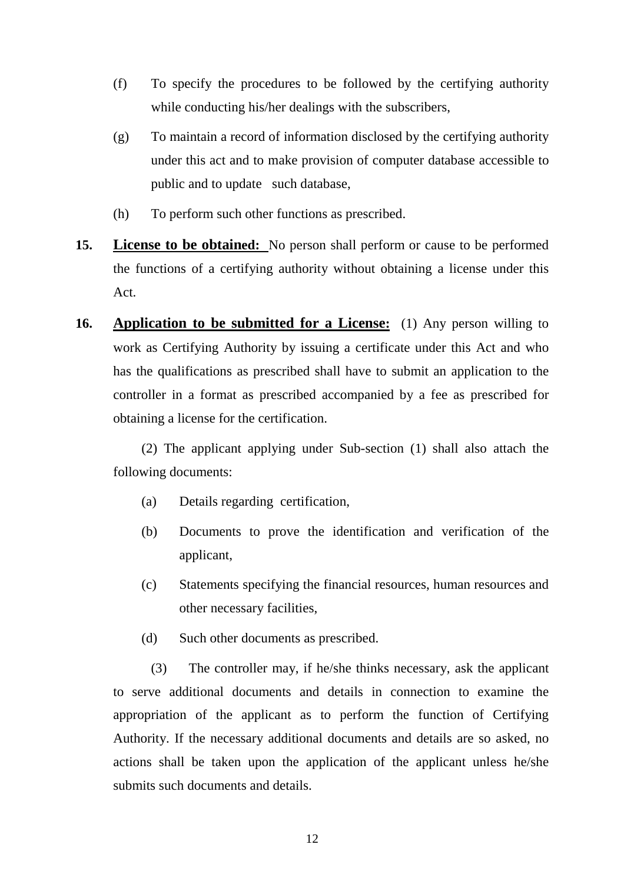(f) To specify the procedures to be followed by the certifying authority while conducting his/her dealings with the subscribers,

(g) To maintain a record of information disclosed by the certifying authority under this act and to make provision of computer database accessible to public and to update such database,

(h) To perform such other functions as prescribed.

**15. <u>License to be obtained:</u>** No person shall perform or cause to be performed the functions of a certifying authority without obtaining a license under this Act.

**16. <u>Application to be submitted for a License:</u>** (1) Any person willing to work as Certifying Authority by issuing a certificate under this Act and who has the qualifications as prescribed shall have to submit an application to the controller in a format as prescribed accompanied by a fee as prescribed for obtaining a license for the certification.

(2) The applicant applying under Sub-section (1) shall also attach the following documents:

(a) Details regarding certification,

(b) Documents to prove the identification and verification of the applicant,

(c) Statements specifying the financial resources, human resources and other necessary facilities,

(d) Such other documents as prescribed.

(3) The controller may, if he/she thinks necessary, ask the applicant to serve additional documents and details in connection to examine the appropriation of the applicant as to perform the function of Certifying Authority. If the necessary additional documents and details are so asked, no actions shall be taken upon the application of the applicant unless he/she submits such documents and details.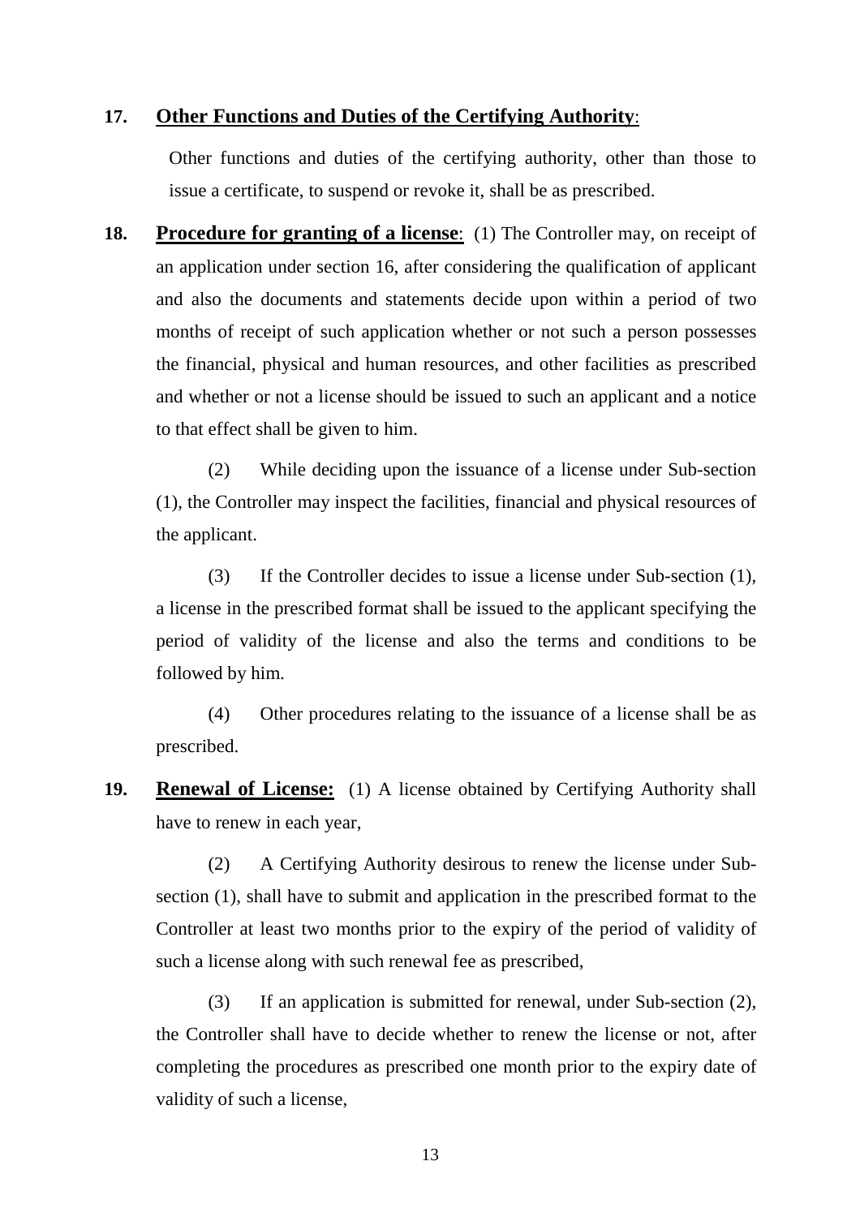**17.** **Other Functions and Duties of the Certifying Authority**:

Other functions and duties of the certifying authority, other than those to issue a certificate, to suspend or revoke it, shall be as prescribed.

**18.** **Procedure for granting of a license**: (1) The Controller may, on receipt of an application under section 16, after considering the qualification of applicant and also the documents and statements decide upon within a period of two months of receipt of such application whether or not such a person possesses the financial, physical and human resources, and other facilities as prescribed and whether or not a license should be issued to such an applicant and a notice to that effect shall be given to him.

(2) While deciding upon the issuance of a license under Sub-section (1), the Controller may inspect the facilities, financial and physical resources of the applicant.

(3) If the Controller decides to issue a license under Sub-section (1), a license in the prescribed format shall be issued to the applicant specifying the period of validity of the license and also the terms and conditions to be followed by him.

(4) Other procedures relating to the issuance of a license shall be as prescribed.

**19.** **Renewal of License:** (1) A license obtained by Certifying Authority shall have to renew in each year,

(2) A Certifying Authority desirous to renew the license under Sub-section (1), shall have to submit and application in the prescribed format to the Controller at least two months prior to the expiry of the period of validity of such a license along with such renewal fee as prescribed,

(3) If an application is submitted for renewal, under Sub-section (2), the Controller shall have to decide whether to renew the license or not, after completing the procedures as prescribed one month prior to the expiry date of validity of such a license,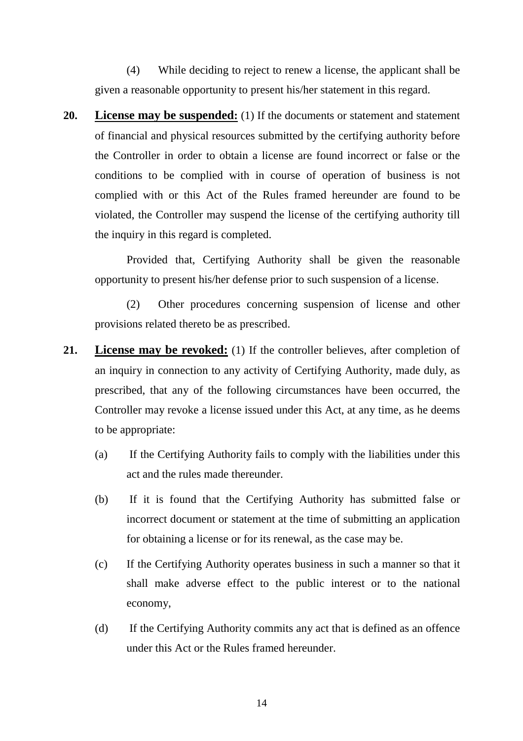(4) While deciding to reject to renew a license, the applicant shall be given a reasonable opportunity to present his/her statement in this regard.

**20. License may be suspended:** (1) If the documents or statement and statement of financial and physical resources submitted by the certifying authority before the Controller in order to obtain a license are found incorrect or false or the conditions to be complied with in course of operation of business is not complied with or this Act of the Rules framed hereunder are found to be violated, the Controller may suspend the license of the certifying authority till the inquiry in this regard is completed.

Provided that, Certifying Authority shall be given the reasonable opportunity to present his/her defense prior to such suspension of a license.

(2) Other procedures concerning suspension of license and other provisions related thereto be as prescribed.

**21. License may be revoked:** (1) If the controller believes, after completion of an inquiry in connection to any activity of Certifying Authority, made duly, as prescribed, that any of the following circumstances have been occurred, the Controller may revoke a license issued under this Act, at any time, as he deems to be appropriate:

(a) If the Certifying Authority fails to comply with the liabilities under this act and the rules made thereunder.

(b) If it is found that the Certifying Authority has submitted false or incorrect document or statement at the time of submitting an application for obtaining a license or for its renewal, as the case may be.

(c) If the Certifying Authority operates business in such a manner so that it shall make adverse effect to the public interest or to the national economy,

(d) If the Certifying Authority commits any act that is defined as an offence under this Act or the Rules framed hereunder.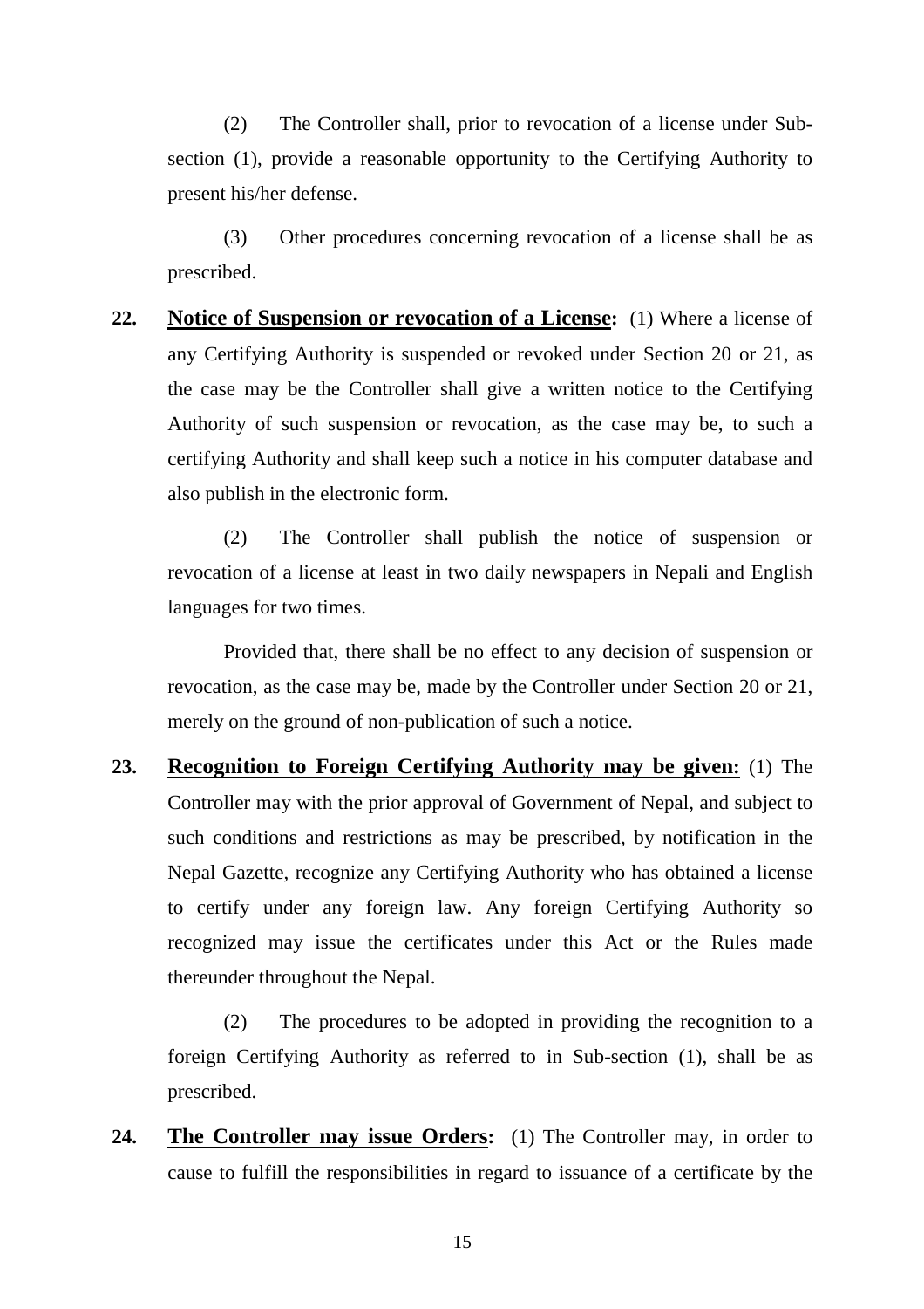(2) The Controller shall, prior to revocation of a license under Sub-section (1), provide a reasonable opportunity to the Certifying Authority to present his/her defense.

(3) Other procedures concerning revocation of a license shall be as prescribed.

**22. <u>Notice of Suspension or revocation of a License</u>:** (1) Where a license of any Certifying Authority is suspended or revoked under Section 20 or 21, as the case may be the Controller shall give a written notice to the Certifying Authority of such suspension or revocation, as the case may be, to such a certifying Authority and shall keep such a notice in his computer database and also publish in the electronic form.

(2) The Controller shall publish the notice of suspension or revocation of a license at least in two daily newspapers in Nepali and English languages for two times.

Provided that, there shall be no effect to any decision of suspension or revocation, as the case may be, made by the Controller under Section 20 or 21, merely on the ground of non-publication of such a notice.

**23. <u>Recognition to Foreign Certifying Authority may be given:</u>** (1) The Controller may with the prior approval of Government of Nepal, and subject to such conditions and restrictions as may be prescribed, by notification in the Nepal Gazette, recognize any Certifying Authority who has obtained a license to certify under any foreign law. Any foreign Certifying Authority so recognized may issue the certificates under this Act or the Rules made thereunder throughout the Nepal.

(2) The procedures to be adopted in providing the recognition to a foreign Certifying Authority as referred to in Sub-section (1), shall be as prescribed.

**24. <u>The Controller may issue Orders</u>:** (1) The Controller may, in order to cause to fulfill the responsibilities in regard to issuance of a certificate by the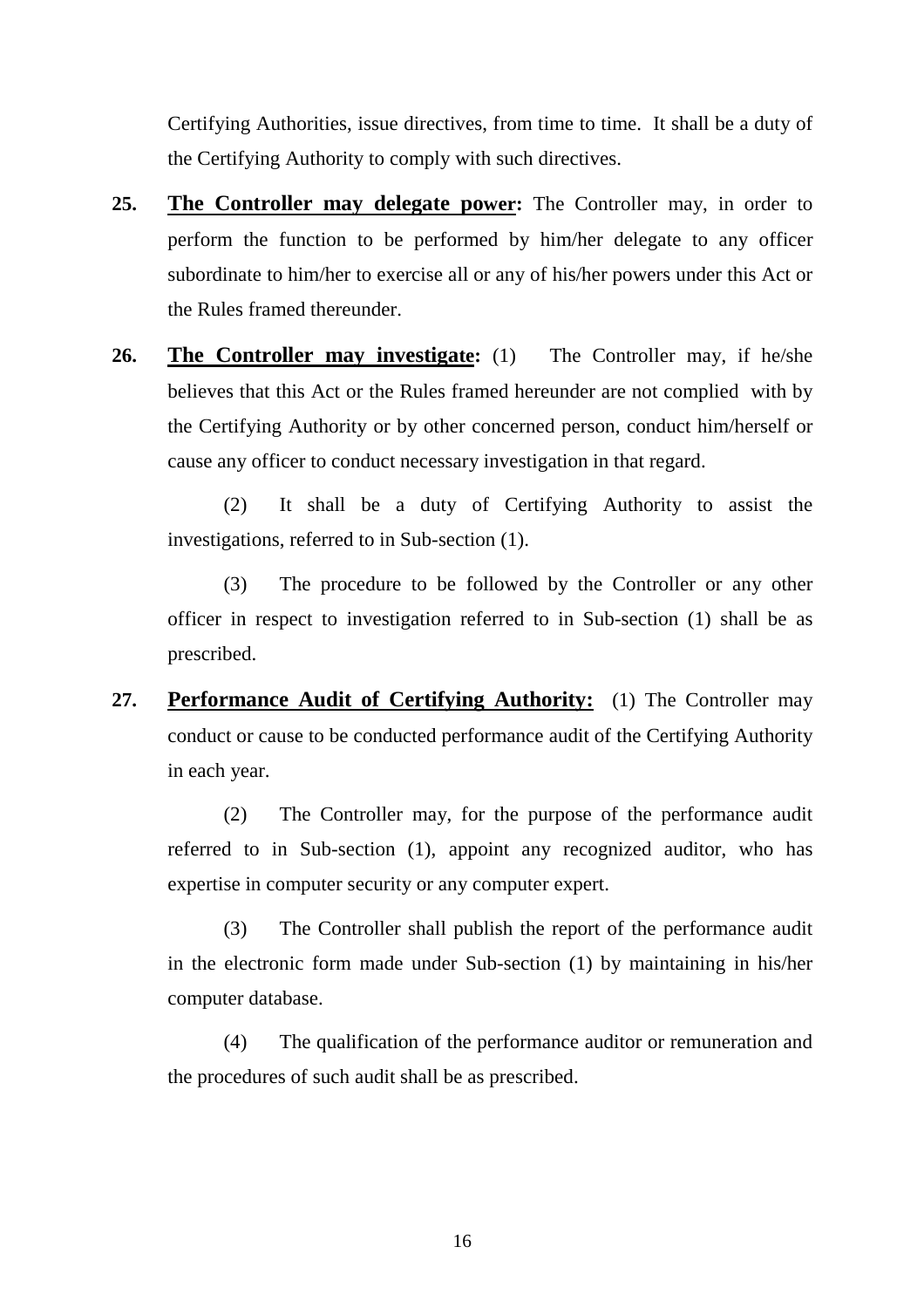Certifying Authorities, issue directives, from time to time. It shall be a duty of the Certifying Authority to comply with such directives.

**25.** **<u>The Controller may delegate power</u>:** The Controller may, in order to perform the function to be performed by him/her delegate to any officer subordinate to him/her to exercise all or any of his/her powers under this Act or the Rules framed thereunder.

**26.** **<u>The Controller may investigate</u>:** (1) The Controller may, if he/she believes that this Act or the Rules framed hereunder are not complied with by the Certifying Authority or by other concerned person, conduct him/herself or cause any officer to conduct necessary investigation in that regard.

(2) It shall be a duty of Certifying Authority to assist the investigations, referred to in Sub-section (1).

(3) The procedure to be followed by the Controller or any other officer in respect to investigation referred to in Sub-section (1) shall be as prescribed.

**27.** **<u>Performance Audit of Certifying Authority:</u>** (1) The Controller may conduct or cause to be conducted performance audit of the Certifying Authority in each year.

(2) The Controller may, for the purpose of the performance audit referred to in Sub-section (1), appoint any recognized auditor, who has expertise in computer security or any computer expert.

(3) The Controller shall publish the report of the performance audit in the electronic form made under Sub-section (1) by maintaining in his/her computer database.

(4) The qualification of the performance auditor or remuneration and the procedures of such audit shall be as prescribed.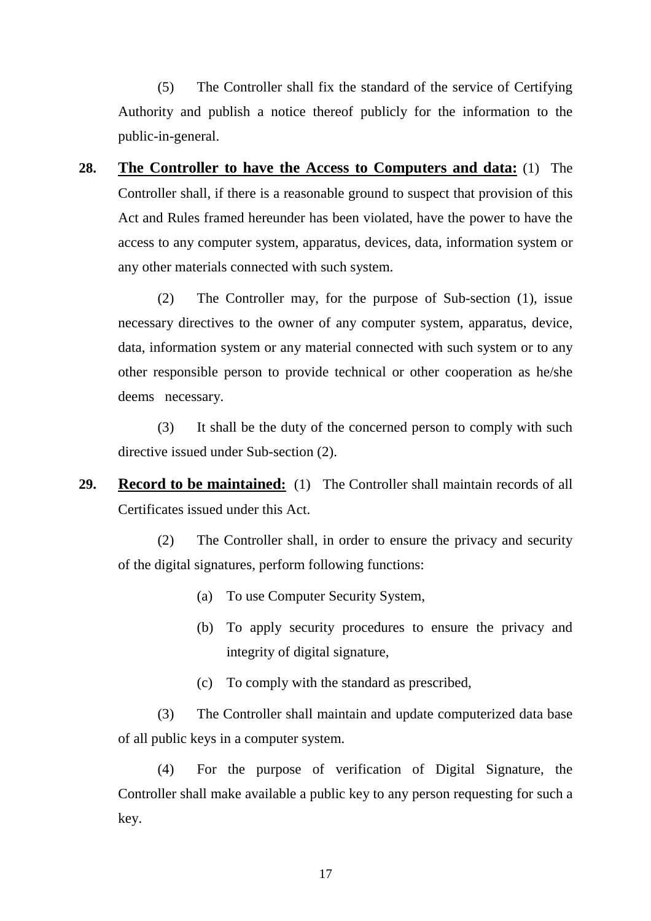(5) The Controller shall fix the standard of the service of Certifying Authority and publish a notice thereof publicly for the information to the public-in-general.

**28. <u>The Controller to have the Access to Computers and data:</u>** (1) The Controller shall, if there is a reasonable ground to suspect that provision of this Act and Rules framed hereunder has been violated, have the power to have the access to any computer system, apparatus, devices, data, information system or any other materials connected with such system.

(2) The Controller may, for the purpose of Sub-section (1), issue necessary directives to the owner of any computer system, apparatus, device, data, information system or any material connected with such system or to any other responsible person to provide technical or other cooperation as he/she deems necessary.

(3) It shall be the duty of the concerned person to comply with such directive issued under Sub-section (2).

**29. <u>Record to be maintained:</u>** (1) The Controller shall maintain records of all Certificates issued under this Act.

(2) The Controller shall, in order to ensure the privacy and security of the digital signatures, perform following functions:

(a) To use Computer Security System,

(b) To apply security procedures to ensure the privacy and integrity of digital signature,

(c) To comply with the standard as prescribed,

(3) The Controller shall maintain and update computerized data base of all public keys in a computer system.

(4) For the purpose of verification of Digital Signature, the Controller shall make available a public key to any person requesting for such a key.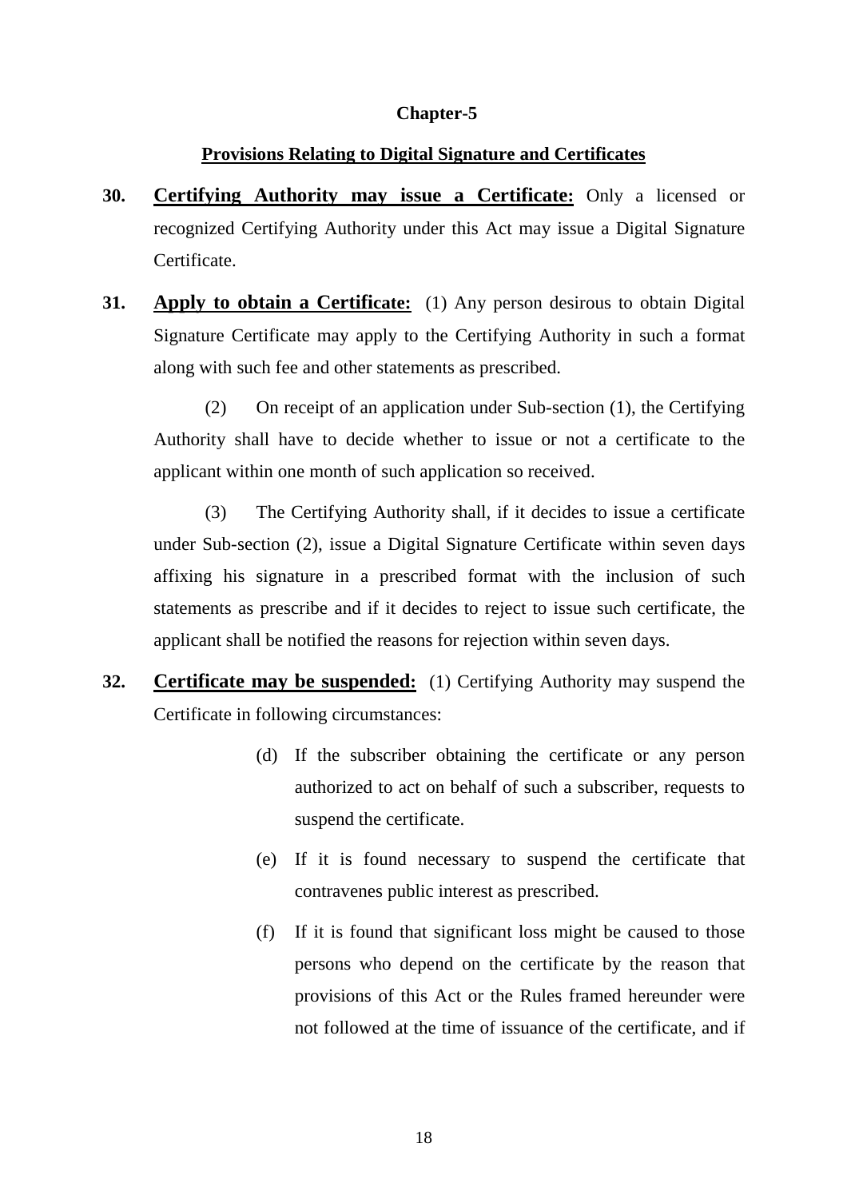## Chapter-5

### Provisions Relating to Digital Signature and Certificates

**30. Certifying Authority may issue a Certificate:** Only a licensed or recognized Certifying Authority under this Act may issue a Digital Signature Certificate.

**31. Apply to obtain a Certificate:** (1) Any person desirous to obtain Digital Signature Certificate may apply to the Certifying Authority in such a format along with such fee and other statements as prescribed.

(2) On receipt of an application under Sub-section (1), the Certifying Authority shall have to decide whether to issue or not a certificate to the applicant within one month of such application so received.

(3) The Certifying Authority shall, if it decides to issue a certificate under Sub-section (2), issue a Digital Signature Certificate within seven days affixing his signature in a prescribed format with the inclusion of such statements as prescribe and if it decides to reject to issue such certificate, the applicant shall be notified the reasons for rejection within seven days.

**32. Certificate may be suspended:** (1) Certifying Authority may suspend the Certificate in following circumstances:

(d) If the subscriber obtaining the certificate or any person authorized to act on behalf of such a subscriber, requests to suspend the certificate.

(e) If it is found necessary to suspend the certificate that contravenes public interest as prescribed.

(f) If it is found that significant loss might be caused to those persons who depend on the certificate by the reason that provisions of this Act or the Rules framed hereunder were not followed at the time of issuance of the certificate, and if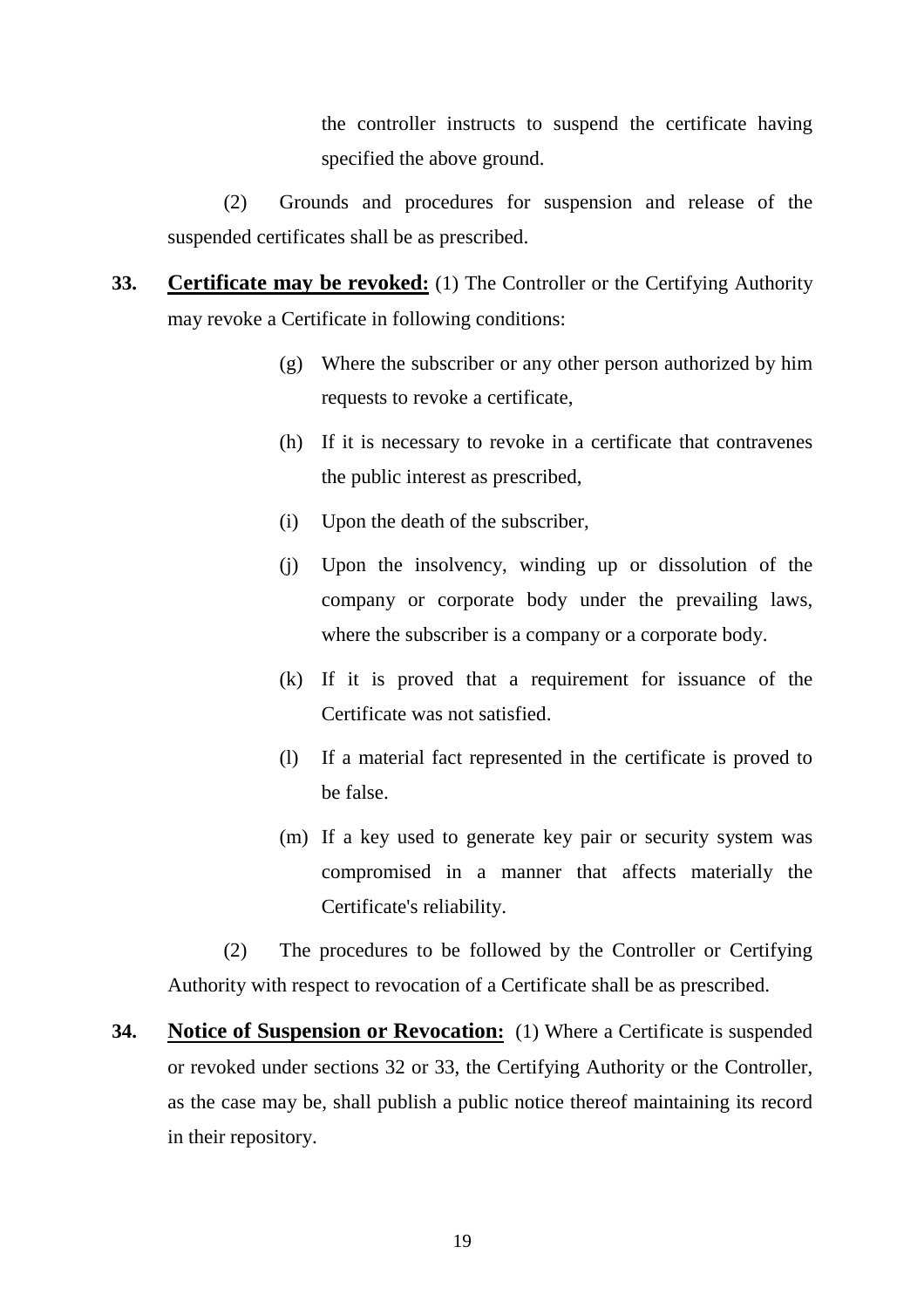the controller instructs to suspend the certificate having specified the above ground.

(2) Grounds and procedures for suspension and release of the suspended certificates shall be as prescribed.

**33. Certificate may be revoked:** (1) The Controller or the Certifying Authority may revoke a Certificate in following conditions:

(g) Where the subscriber or any other person authorized by him requests to revoke a certificate,

(h) If it is necessary to revoke in a certificate that contravenes the public interest as prescribed,

(i) Upon the death of the subscriber,

(j) Upon the insolvency, winding up or dissolution of the company or corporate body under the prevailing laws, where the subscriber is a company or a corporate body.

(k) If it is proved that a requirement for issuance of the Certificate was not satisfied.

(l) If a material fact represented in the certificate is proved to be false.

(m) If a key used to generate key pair or security system was compromised in a manner that affects materially the Certificate's reliability.

(2) The procedures to be followed by the Controller or Certifying Authority with respect to revocation of a Certificate shall be as prescribed.

**34. Notice of Suspension or Revocation:** (1) Where a Certificate is suspended or revoked under sections 32 or 33, the Certifying Authority or the Controller, as the case may be, shall publish a public notice thereof maintaining its record in their repository.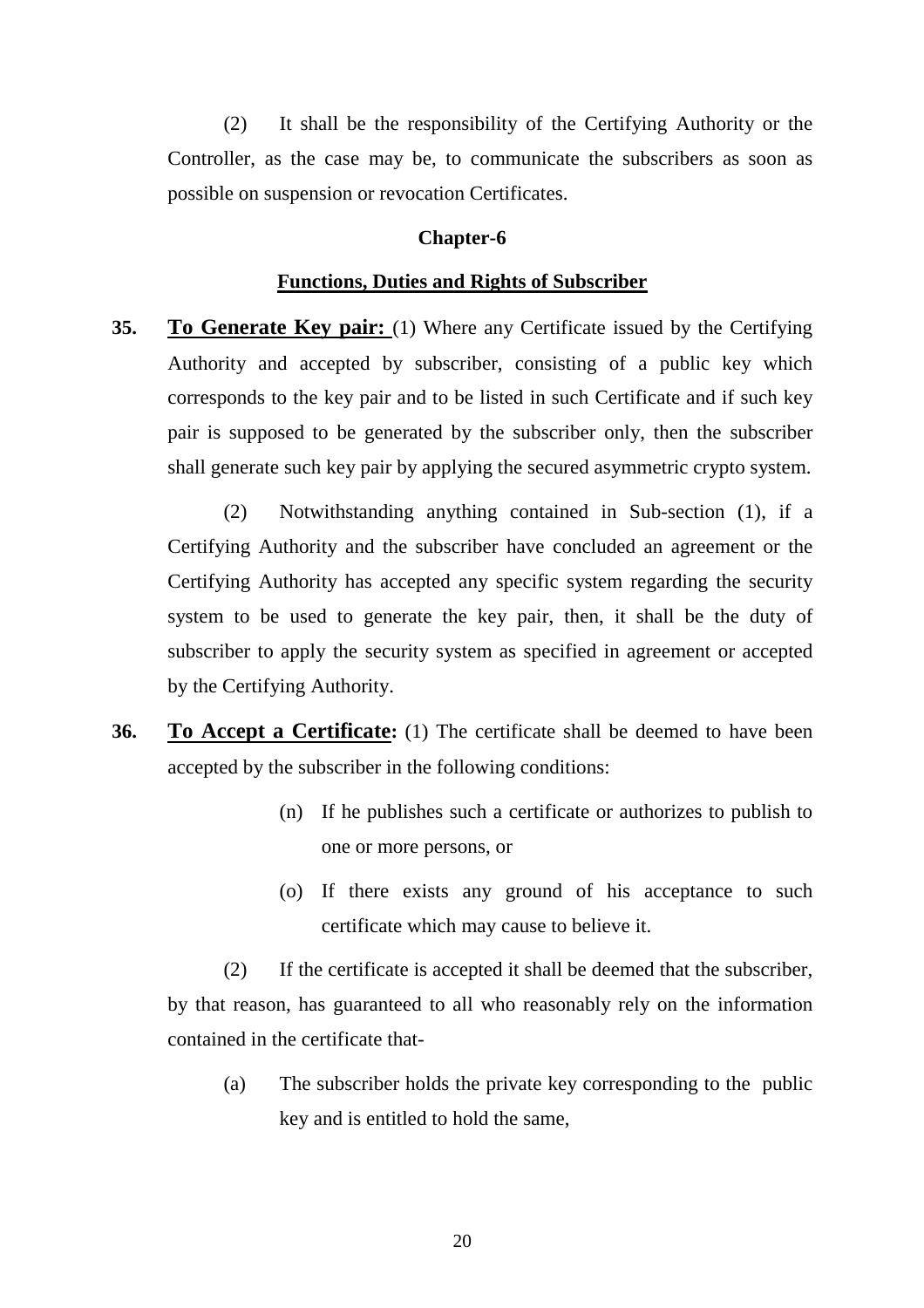(2) It shall be the responsibility of the Certifying Authority or the Controller, as the case may be, to communicate the subscribers as soon as possible on suspension or revocation Certificates.

## Chapter-6

## Functions, Duties and Rights of Subscriber

**35.** **To Generate Key pair:** (1) Where any Certificate issued by the Certifying Authority and accepted by subscriber, consisting of a public key which corresponds to the key pair and to be listed in such Certificate and if such key pair is supposed to be generated by the subscriber only, then the subscriber shall generate such key pair by applying the secured asymmetric crypto system.

(2) Notwithstanding anything contained in Sub-section (1), if a Certifying Authority and the subscriber have concluded an agreement or the Certifying Authority has accepted any specific system regarding the security system to be used to generate the key pair, then, it shall be the duty of subscriber to apply the security system as specified in agreement or accepted by the Certifying Authority.

**36.** **To Accept a Certificate:** (1) The certificate shall be deemed to have been accepted by the subscriber in the following conditions:

(n) If he publishes such a certificate or authorizes to publish to one or more persons, or

(o) If there exists any ground of his acceptance to such certificate which may cause to believe it.

(2) If the certificate is accepted it shall be deemed that the subscriber, by that reason, has guaranteed to all who reasonably rely on the information contained in the certificate that-

(a) The subscriber holds the private key corresponding to the public key and is entitled to hold the same,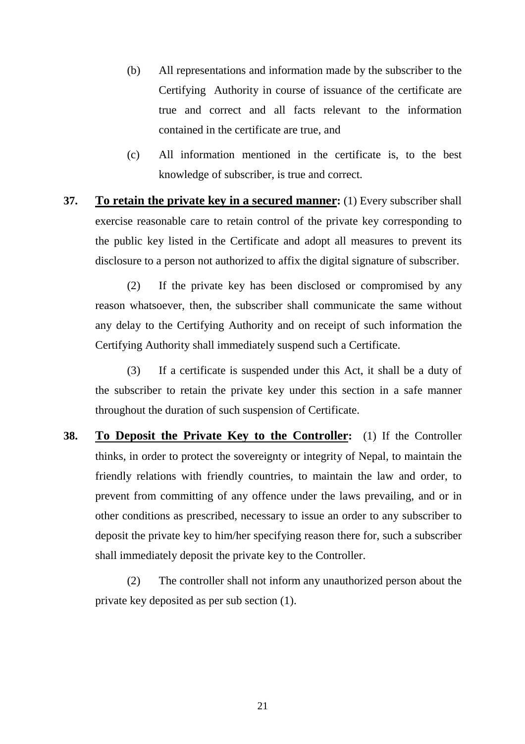(b) All representations and information made by the subscriber to the Certifying Authority in course of issuance of the certificate are true and correct and all facts relevant to the information contained in the certificate are true, and

(c) All information mentioned in the certificate is, to the best knowledge of subscriber, is true and correct.

**37. <u>To retain the private key in a secured manner</u>:** (1) Every subscriber shall exercise reasonable care to retain control of the private key corresponding to the public key listed in the Certificate and adopt all measures to prevent its disclosure to a person not authorized to affix the digital signature of subscriber.

(2) If the private key has been disclosed or compromised by any reason whatsoever, then, the subscriber shall communicate the same without any delay to the Certifying Authority and on receipt of such information the Certifying Authority shall immediately suspend such a Certificate.

(3) If a certificate is suspended under this Act, it shall be a duty of the subscriber to retain the private key under this section in a safe manner throughout the duration of such suspension of Certificate.

**38. <u>To Deposit the Private Key to the Controller</u>:** (1) If the Controller thinks, in order to protect the sovereignty or integrity of Nepal, to maintain the friendly relations with friendly countries, to maintain the law and order, to prevent from committing of any offence under the laws prevailing, and or in other conditions as prescribed, necessary to issue an order to any subscriber to deposit the private key to him/her specifying reason there for, such a subscriber shall immediately deposit the private key to the Controller.

(2) The controller shall not inform any unauthorized person about the private key deposited as per sub section (1).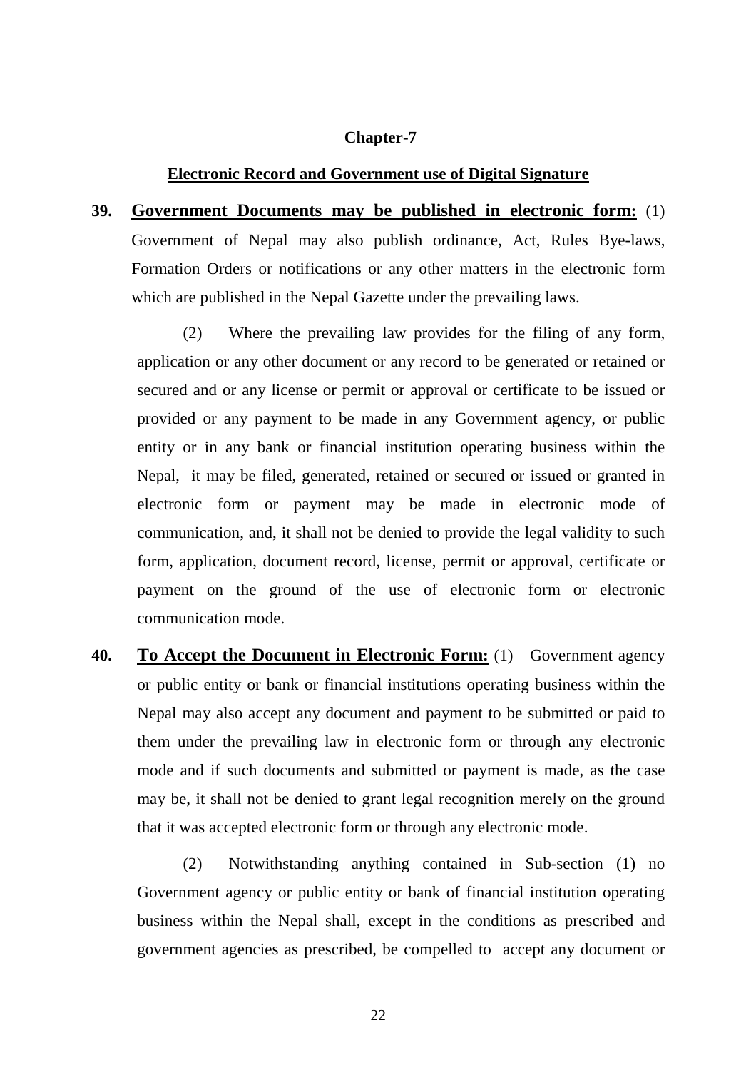## Chapter-7

### Electronic Record and Government use of Digital Signature

**39. Government Documents may be published in electronic form:** (1) Government of Nepal may also publish ordinance, Act, Rules Bye-laws, Formation Orders or notifications or any other matters in the electronic form which are published in the Nepal Gazette under the prevailing laws.

(2) Where the prevailing law provides for the filing of any form, application or any other document or any record to be generated or retained or secured and or any license or permit or approval or certificate to be issued or provided or any payment to be made in any Government agency, or public entity or in any bank or financial institution operating business within the Nepal, it may be filed, generated, retained or secured or issued or granted in electronic form or payment may be made in electronic mode of communication, and, it shall not be denied to provide the legal validity to such form, application, document record, license, permit or approval, certificate or payment on the ground of the use of electronic form or electronic communication mode.

**40. To Accept the Document in Electronic Form:** (1) Government agency or public entity or bank or financial institutions operating business within the Nepal may also accept any document and payment to be submitted or paid to them under the prevailing law in electronic form or through any electronic mode and if such documents and submitted or payment is made, as the case may be, it shall not be denied to grant legal recognition merely on the ground that it was accepted electronic form or through any electronic mode.

(2) Notwithstanding anything contained in Sub-section (1) no Government agency or public entity or bank of financial institution operating business within the Nepal shall, except in the conditions as prescribed and government agencies as prescribed, be compelled to accept any document or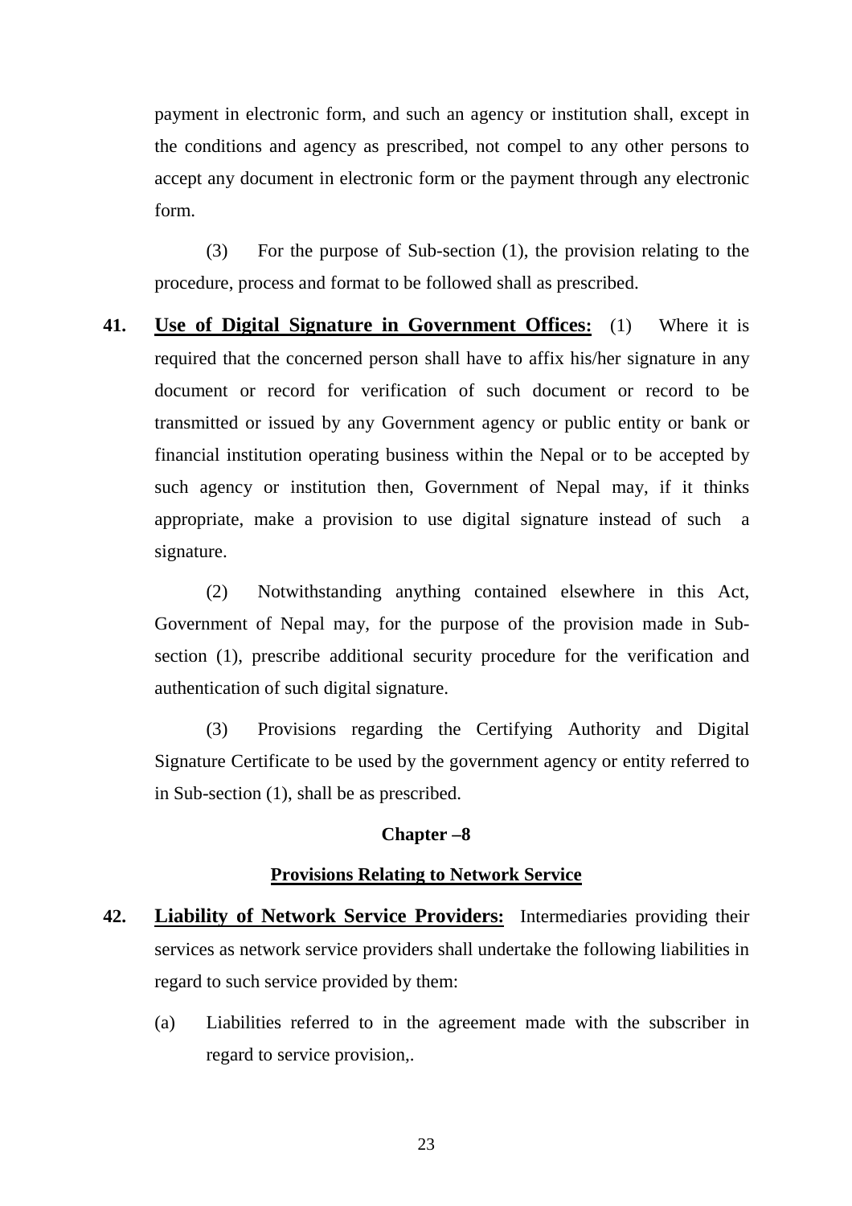payment in electronic form, and such an agency or institution shall, except in the conditions and agency as prescribed, not compel to any other persons to accept any document in electronic form or the payment through any electronic form.

(3) For the purpose of Sub-section (1), the provision relating to the procedure, process and format to be followed shall as prescribed.

**41. Use of Digital Signature in Government Offices:** (1) Where it is required that the concerned person shall have to affix his/her signature in any document or record for verification of such document or record to be transmitted or issued by any Government agency or public entity or bank or financial institution operating business within the Nepal or to be accepted by such agency or institution then, Government of Nepal may, if it thinks appropriate, make a provision to use digital signature instead of such a signature.

(2) Notwithstanding anything contained elsewhere in this Act, Government of Nepal may, for the purpose of the provision made in Sub-section (1), prescribe additional security procedure for the verification and authentication of such digital signature.

(3) Provisions regarding the Certifying Authority and Digital Signature Certificate to be used by the government agency or entity referred to in Sub-section (1), shall be as prescribed.

## Chapter –8

## Provisions Relating to Network Service

**42. Liability of Network Service Providers:** Intermediaries providing their services as network service providers shall undertake the following liabilities in regard to such service provided by them:

(a) Liabilities referred to in the agreement made with the subscriber in regard to service provision,.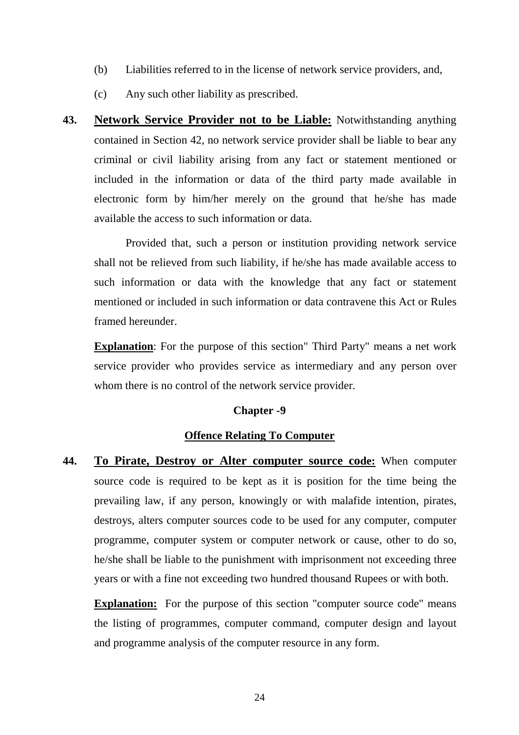(b) Liabilities referred to in the license of network service providers, and,

(c) Any such other liability as prescribed.

**43. Network Service Provider not to be Liable:** Notwithstanding anything contained in Section 42, no network service provider shall be liable to bear any criminal or civil liability arising from any fact or statement mentioned or included in the information or data of the third party made available in electronic form by him/her merely on the ground that he/she has made available the access to such information or data.

Provided that, such a person or institution providing network service shall not be relieved from such liability, if he/she has made available access to such information or data with the knowledge that any fact or statement mentioned or included in such information or data contravene this Act or Rules framed hereunder.

**Explanation**: For the purpose of this section" Third Party" means a net work service provider who provides service as intermediary and any person over whom there is no control of the network service provider.

## Chapter -9

## Offence Relating To Computer

**44. To Pirate, Destroy or Alter computer source code:** When computer source code is required to be kept as it is position for the time being the prevailing law, if any person, knowingly or with malafide intention, pirates, destroys, alters computer sources code to be used for any computer, computer programme, computer system or computer network or cause, other to do so, he/she shall be liable to the punishment with imprisonment not exceeding three years or with a fine not exceeding two hundred thousand Rupees or with both.

**Explanation:** For the purpose of this section "computer source code" means the listing of programmes, computer command, computer design and layout and programme analysis of the computer resource in any form.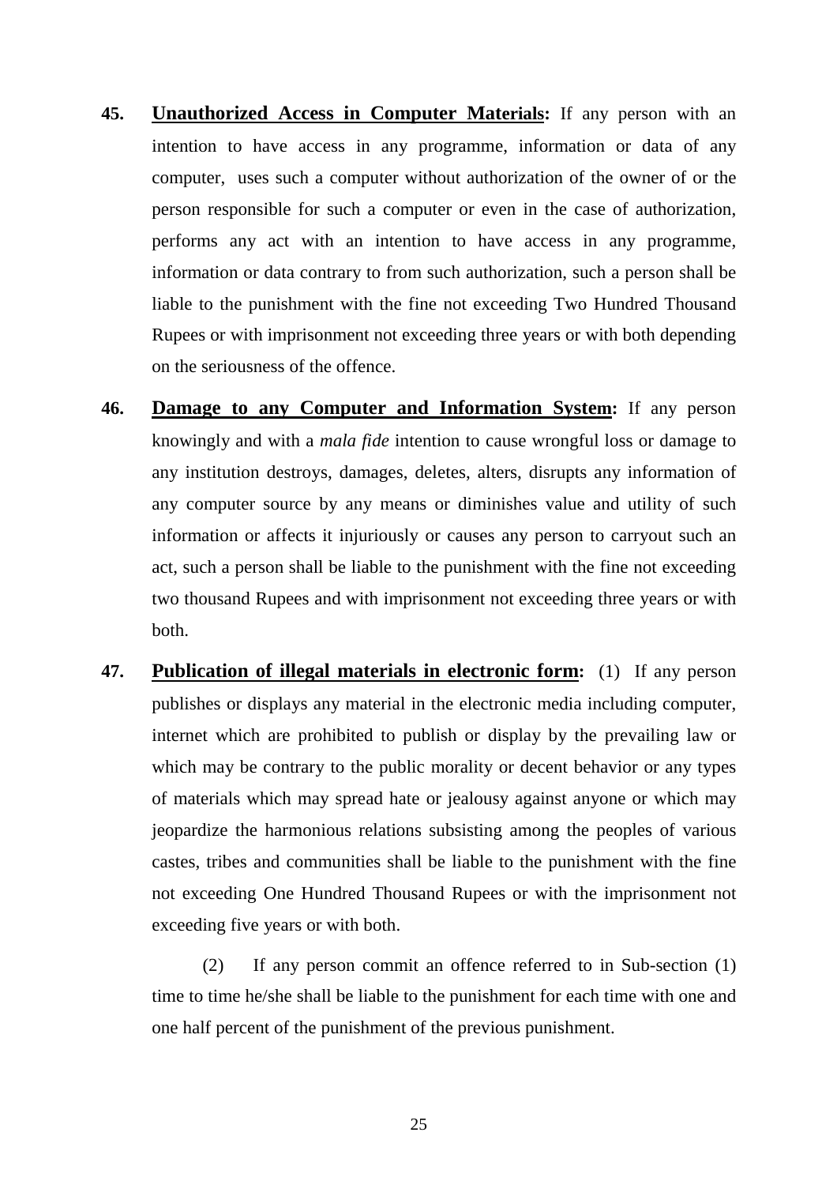**45.** **<u>Unauthorized Access in Computer Materials</u>:** If any person with an intention to have access in any programme, information or data of any computer, uses such a computer without authorization of the owner of or the person responsible for such a computer or even in the case of authorization, performs any act with an intention to have access in any programme, information or data contrary to from such authorization, such a person shall be liable to the punishment with the fine not exceeding Two Hundred Thousand Rupees or with imprisonment not exceeding three years or with both depending on the seriousness of the offence.

**46.** **<u>Damage to any Computer and Information System</u>:** If any person knowingly and with a *mala fide* intention to cause wrongful loss or damage to any institution destroys, damages, deletes, alters, disrupts any information of any computer source by any means or diminishes value and utility of such information or affects it injuriously or causes any person to carryout such an act, such a person shall be liable to the punishment with the fine not exceeding two thousand Rupees and with imprisonment not exceeding three years or with both.

**47.** **<u>Publication of illegal materials in electronic form</u>:** (1) If any person publishes or displays any material in the electronic media including computer, internet which are prohibited to publish or display by the prevailing law or which may be contrary to the public morality or decent behavior or any types of materials which may spread hate or jealousy against anyone or which may jeopardize the harmonious relations subsisting among the peoples of various castes, tribes and communities shall be liable to the punishment with the fine not exceeding One Hundred Thousand Rupees or with the imprisonment not exceeding five years or with both.

(2) If any person commit an offence referred to in Sub-section (1) time to time he/she shall be liable to the punishment for each time with one and one half percent of the punishment of the previous punishment.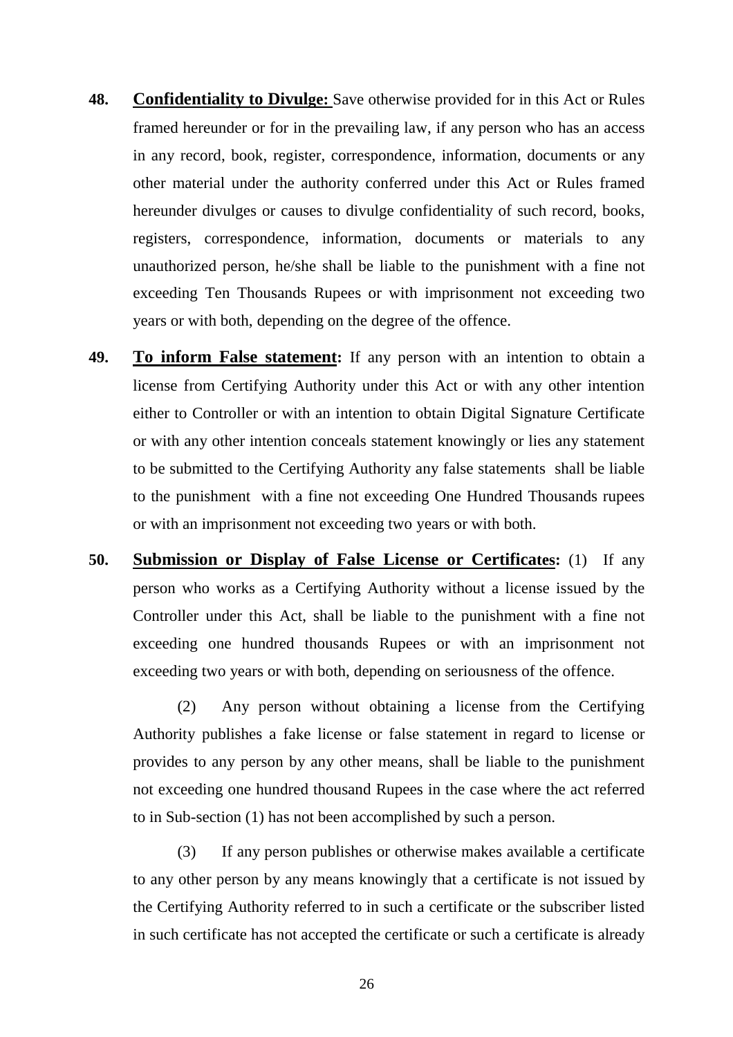**48.** **Confidentiality to Divulge:** Save otherwise provided for in this Act or Rules framed hereunder or for in the prevailing law, if any person who has an access in any record, book, register, correspondence, information, documents or any other material under the authority conferred under this Act or Rules framed hereunder divulges or causes to divulge confidentiality of such record, books, registers, correspondence, information, documents or materials to any unauthorized person, he/she shall be liable to the punishment with a fine not exceeding Ten Thousands Rupees or with imprisonment not exceeding two years or with both, depending on the degree of the offence.

**49.** **To inform False statement:** If any person with an intention to obtain a license from Certifying Authority under this Act or with any other intention either to Controller or with an intention to obtain Digital Signature Certificate or with any other intention conceals statement knowingly or lies any statement to be submitted to the Certifying Authority any false statements shall be liable to the punishment with a fine not exceeding One Hundred Thousands rupees or with an imprisonment not exceeding two years or with both.

**50.** **Submission or Display of False License or Certificates:** (1) If any person who works as a Certifying Authority without a license issued by the Controller under this Act, shall be liable to the punishment with a fine not exceeding one hundred thousands Rupees or with an imprisonment not exceeding two years or with both, depending on seriousness of the offence.

(2) Any person without obtaining a license from the Certifying Authority publishes a fake license or false statement in regard to license or provides to any person by any other means, shall be liable to the punishment not exceeding one hundred thousand Rupees in the case where the act referred to in Sub-section (1) has not been accomplished by such a person.

(3) If any person publishes or otherwise makes available a certificate to any other person by any means knowingly that a certificate is not issued by the Certifying Authority referred to in such a certificate or the subscriber listed in such certificate has not accepted the certificate or such a certificate is already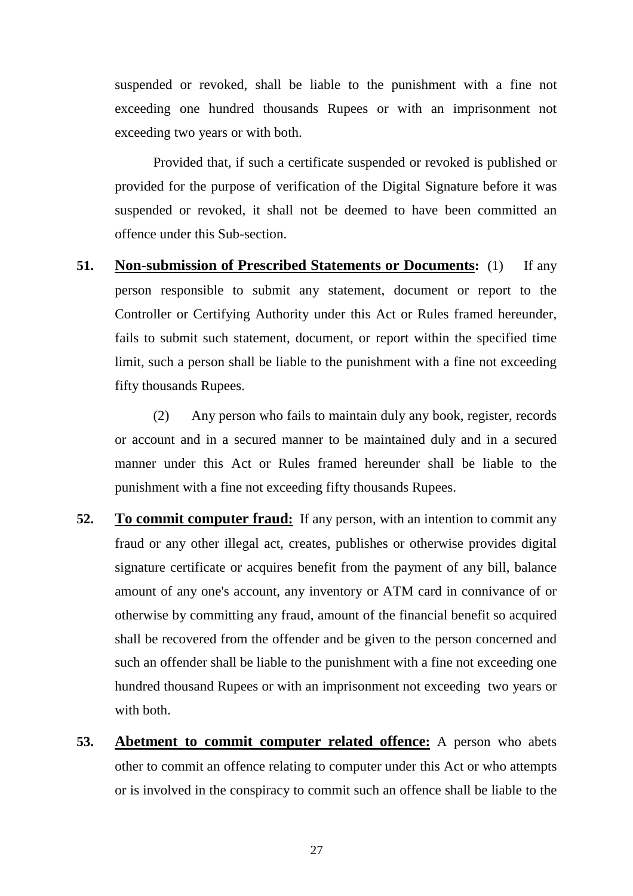suspended or revoked, shall be liable to the punishment with a fine not exceeding one hundred thousands Rupees or with an imprisonment not exceeding two years or with both.

Provided that, if such a certificate suspended or revoked is published or provided for the purpose of verification of the Digital Signature before it was suspended or revoked, it shall not be deemed to have been committed an offence under this Sub-section.

**51. <u>Non-submission of Prescribed Statements or Documents</u>:** (1) If any person responsible to submit any statement, document or report to the Controller or Certifying Authority under this Act or Rules framed hereunder, fails to submit such statement, document, or report within the specified time limit, such a person shall be liable to the punishment with a fine not exceeding fifty thousands Rupees.

(2) Any person who fails to maintain duly any book, register, records or account and in a secured manner to be maintained duly and in a secured manner under this Act or Rules framed hereunder shall be liable to the punishment with a fine not exceeding fifty thousands Rupees.

**52. <u>To commit computer fraud</u>:** If any person, with an intention to commit any fraud or any other illegal act, creates, publishes or otherwise provides digital signature certificate or acquires benefit from the payment of any bill, balance amount of any one's account, any inventory or ATM card in connivance of or otherwise by committing any fraud, amount of the financial benefit so acquired shall be recovered from the offender and be given to the person concerned and such an offender shall be liable to the punishment with a fine not exceeding one hundred thousand Rupees or with an imprisonment not exceeding two years or with both.

**53. <u>Abetment to commit computer related offence</u>:** A person who abets other to commit an offence relating to computer under this Act or who attempts or is involved in the conspiracy to commit such an offence shall be liable to the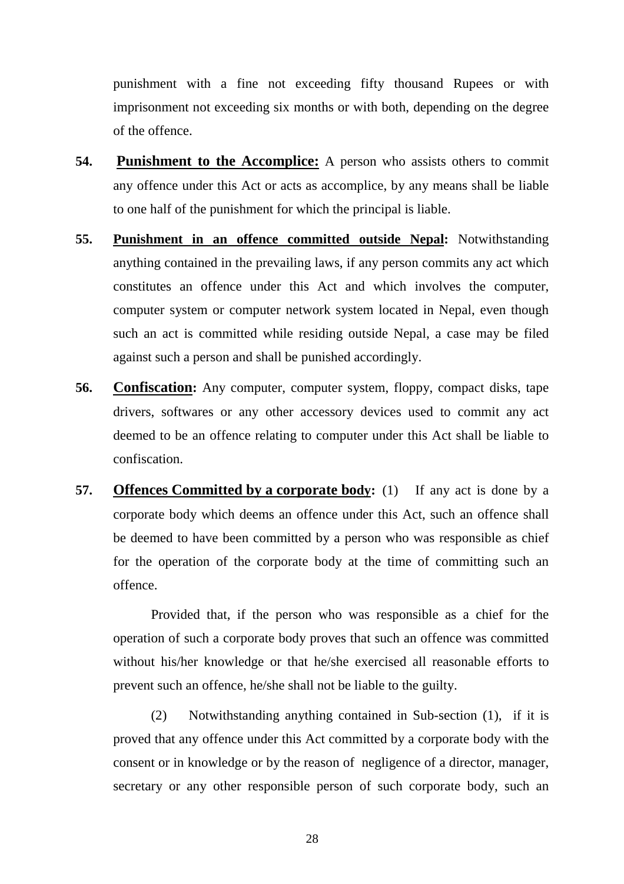punishment with a fine not exceeding fifty thousand Rupees or with imprisonment not exceeding six months or with both, depending on the degree of the offence.

**54. Punishment to the Accomplice:** A person who assists others to commit any offence under this Act or acts as accomplice, by any means shall be liable to one half of the punishment for which the principal is liable.

**55. Punishment in an offence committed outside Nepal:** Notwithstanding anything contained in the prevailing laws, if any person commits any act which constitutes an offence under this Act and which involves the computer, computer system or computer network system located in Nepal, even though such an act is committed while residing outside Nepal, a case may be filed against such a person and shall be punished accordingly.

**56. Confiscation:** Any computer, computer system, floppy, compact disks, tape drivers, softwares or any other accessory devices used to commit any act deemed to be an offence relating to computer under this Act shall be liable to confiscation.

**57. Offences Committed by a corporate body:** (1) If any act is done by a corporate body which deems an offence under this Act, such an offence shall be deemed to have been committed by a person who was responsible as chief for the operation of the corporate body at the time of committing such an offence.

Provided that, if the person who was responsible as a chief for the operation of such a corporate body proves that such an offence was committed without his/her knowledge or that he/she exercised all reasonable efforts to prevent such an offence, he/she shall not be liable to the guilty.

(2) Notwithstanding anything contained in Sub-section (1), if it is proved that any offence under this Act committed by a corporate body with the consent or in knowledge or by the reason of negligence of a director, manager, secretary or any other responsible person of such corporate body, such an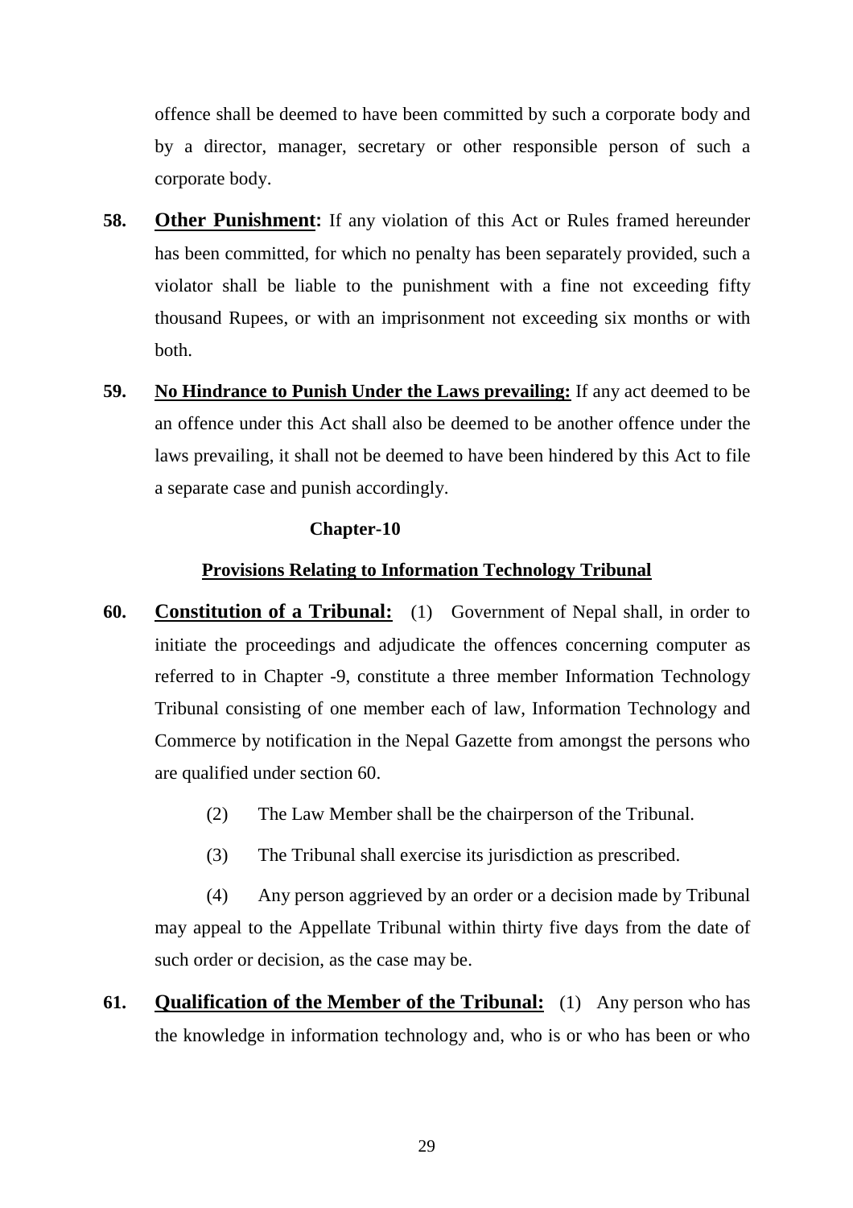offence shall be deemed to have been committed by such a corporate body and by a director, manager, secretary or other responsible person of such a corporate body.

**58.** **Other Punishment:** If any violation of this Act or Rules framed hereunder has been committed, for which no penalty has been separately provided, such a violator shall be liable to the punishment with a fine not exceeding fifty thousand Rupees, or with an imprisonment not exceeding six months or with both.

**59.** **No Hindrance to Punish Under the Laws prevailing:** If any act deemed to be an offence under this Act shall also be deemed to be another offence under the laws prevailing, it shall not be deemed to have been hindered by this Act to file a separate case and punish accordingly.

## Chapter-10

## Provisions Relating to Information Technology Tribunal

**60.** **Constitution of a Tribunal:** (1) Government of Nepal shall, in order to initiate the proceedings and adjudicate the offences concerning computer as referred to in Chapter -9, constitute a three member Information Technology Tribunal consisting of one member each of law, Information Technology and Commerce by notification in the Nepal Gazette from amongst the persons who are qualified under section 60.

(2) The Law Member shall be the chairperson of the Tribunal.

(3) The Tribunal shall exercise its jurisdiction as prescribed.

(4) Any person aggrieved by an order or a decision made by Tribunal may appeal to the Appellate Tribunal within thirty five days from the date of such order or decision, as the case may be.

**61.** **Qualification of the Member of the Tribunal:** (1) Any person who has the knowledge in information technology and, who is or who has been or who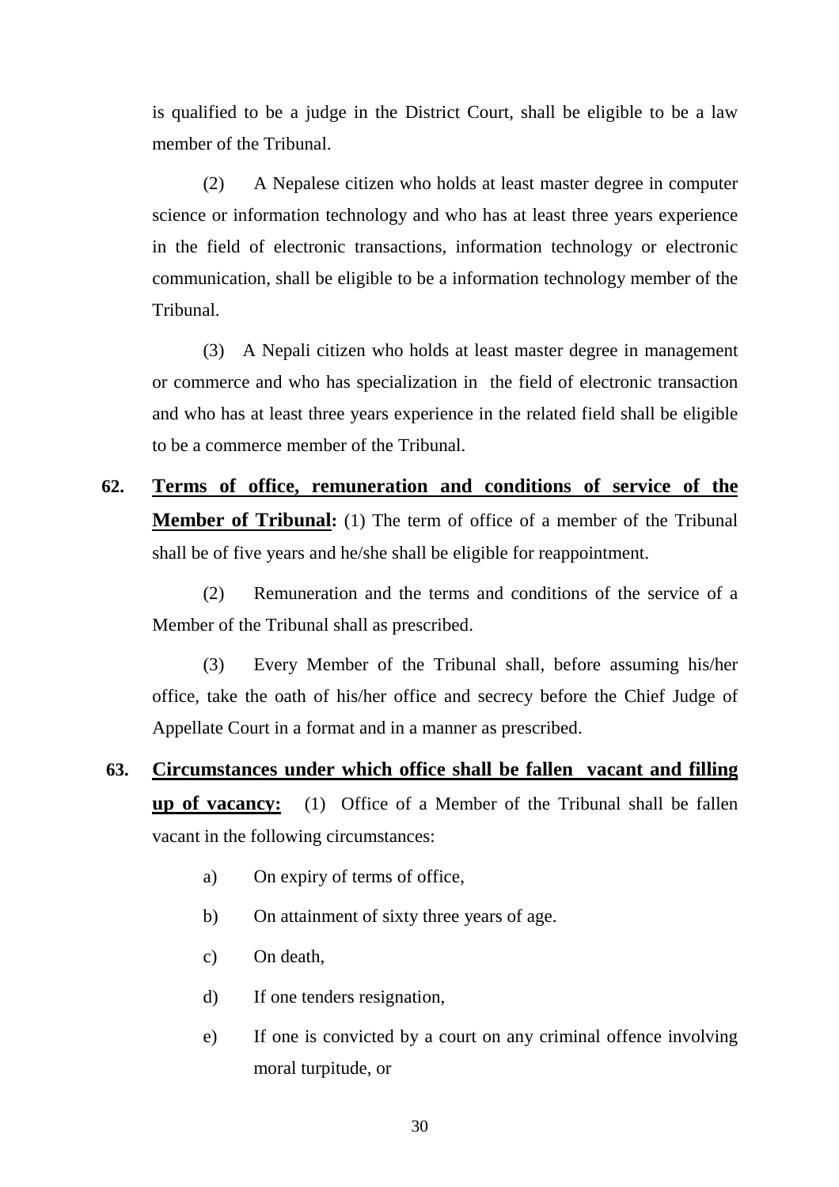is qualified to be a judge in the District Court, shall be eligible to be a law member of the Tribunal.

(2) A Nepalese citizen who holds at least master degree in computer science or information technology and who has at least three years experience in the field of electronic transactions, information technology or electronic communication, shall be eligible to be a information technology member of the Tribunal.

(3) A Nepali citizen who holds at least master degree in management or commerce and who has specialization in the field of electronic transaction and who has at least three years experience in the related field shall be eligible to be a commerce member of the Tribunal.

**62.** **<u>Terms of office, remuneration and conditions of service of the Member of Tribunal</u>:** (1) The term of office of a member of the Tribunal shall be of five years and he/she shall be eligible for reappointment.

(2) Remuneration and the terms and conditions of the service of a Member of the Tribunal shall as prescribed.

(3) Every Member of the Tribunal shall, before assuming his/her office, take the oath of his/her office and secrecy before the Chief Judge of Appellate Court in a format and in a manner as prescribed.

**63.** **<u>Circumstances under which office shall be fallen vacant and filling up of vacancy</u>:** (1) Office of a Member of the Tribunal shall be fallen vacant in the following circumstances:

a) On expiry of terms of office,

b) On attainment of sixty three years of age.

c) On death,

d) If one tenders resignation,

e) If one is convicted by a court on any criminal offence involving moral turpitude, or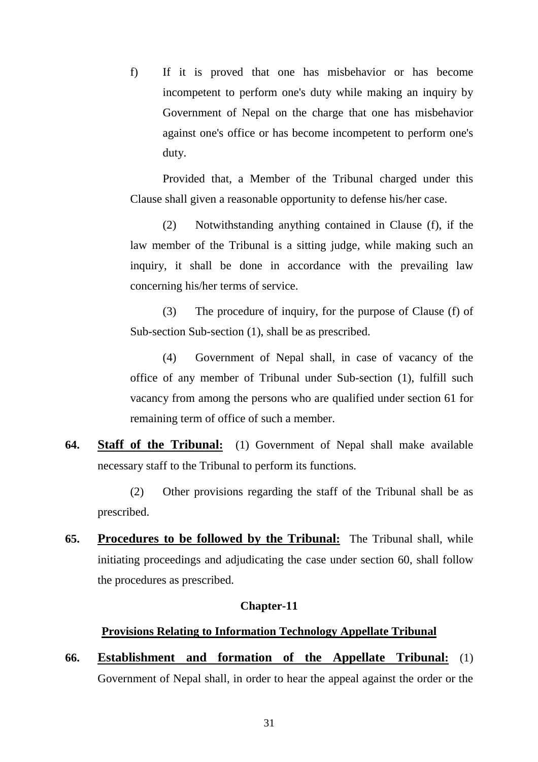f) If it is proved that one has misbehavior or has become incompetent to perform one's duty while making an inquiry by Government of Nepal on the charge that one has misbehavior against one's office or has become incompetent to perform one's duty.

Provided that, a Member of the Tribunal charged under this Clause shall given a reasonable opportunity to defense his/her case.

(2) Notwithstanding anything contained in Clause (f), if the law member of the Tribunal is a sitting judge, while making such an inquiry, it shall be done in accordance with the prevailing law concerning his/her terms of service.

(3) The procedure of inquiry, for the purpose of Clause (f) of Sub-section Sub-section (1), shall be as prescribed.

(4) Government of Nepal shall, in case of vacancy of the office of any member of Tribunal under Sub-section (1), fulfill such vacancy from among the persons who are qualified under section 61 for remaining term of office of such a member.

**64. Staff of the Tribunal:** (1) Government of Nepal shall make available necessary staff to the Tribunal to perform its functions.

(2) Other provisions regarding the staff of the Tribunal shall be as prescribed.

**65. Procedures to be followed by the Tribunal:** The Tribunal shall, while initiating proceedings and adjudicating the case under section 60, shall follow the procedures as prescribed.

## Chapter-11

## Provisions Relating to Information Technology Appellate Tribunal

**66. Establishment and formation of the Appellate Tribunal:** (1) Government of Nepal shall, in order to hear the appeal against the order or the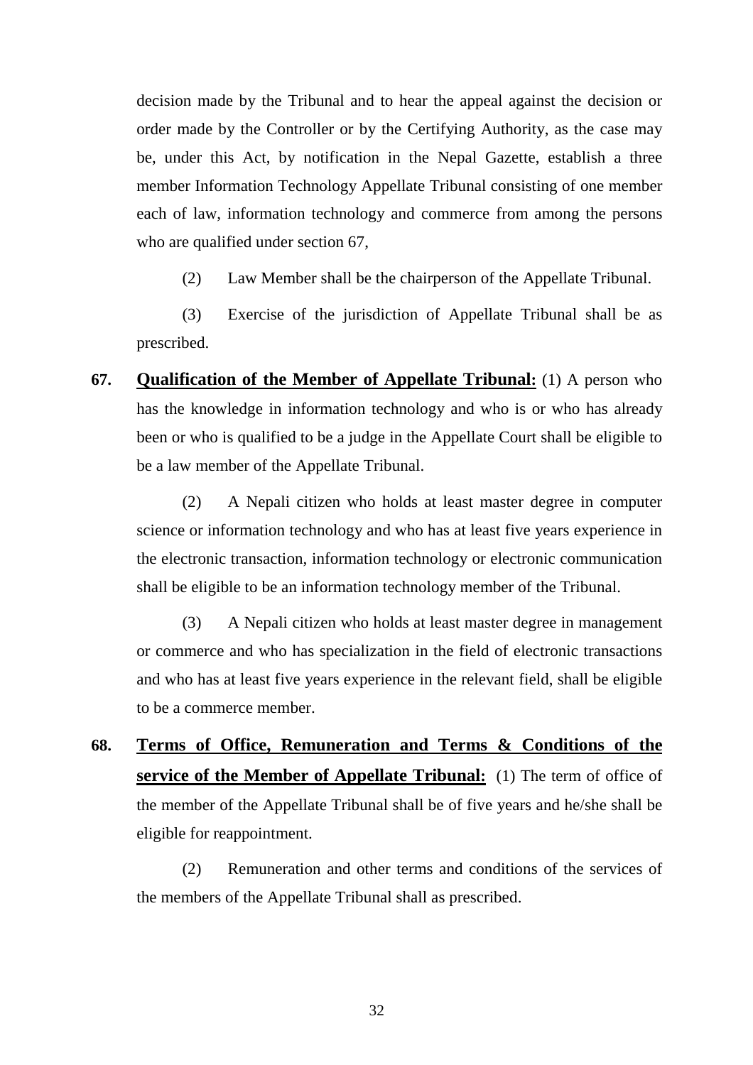decision made by the Tribunal and to hear the appeal against the decision or order made by the Controller or by the Certifying Authority, as the case may be, under this Act, by notification in the Nepal Gazette, establish a three member Information Technology Appellate Tribunal consisting of one member each of law, information technology and commerce from among the persons who are qualified under section 67,

(2) Law Member shall be the chairperson of the Appellate Tribunal.

(3) Exercise of the jurisdiction of Appellate Tribunal shall be as prescribed.

**67. Qualification of the Member of Appellate Tribunal:** (1) A person who has the knowledge in information technology and who is or who has already been or who is qualified to be a judge in the Appellate Court shall be eligible to be a law member of the Appellate Tribunal.

(2) A Nepali citizen who holds at least master degree in computer science or information technology and who has at least five years experience in the electronic transaction, information technology or electronic communication shall be eligible to be an information technology member of the Tribunal.

(3) A Nepali citizen who holds at least master degree in management or commerce and who has specialization in the field of electronic transactions and who has at least five years experience in the relevant field, shall be eligible to be a commerce member.

**68. Terms of Office, Remuneration and Terms & Conditions of the service of the Member of Appellate Tribunal:** (1) The term of office of the member of the Appellate Tribunal shall be of five years and he/she shall be eligible for reappointment.

(2) Remuneration and other terms and conditions of the services of the members of the Appellate Tribunal shall as prescribed.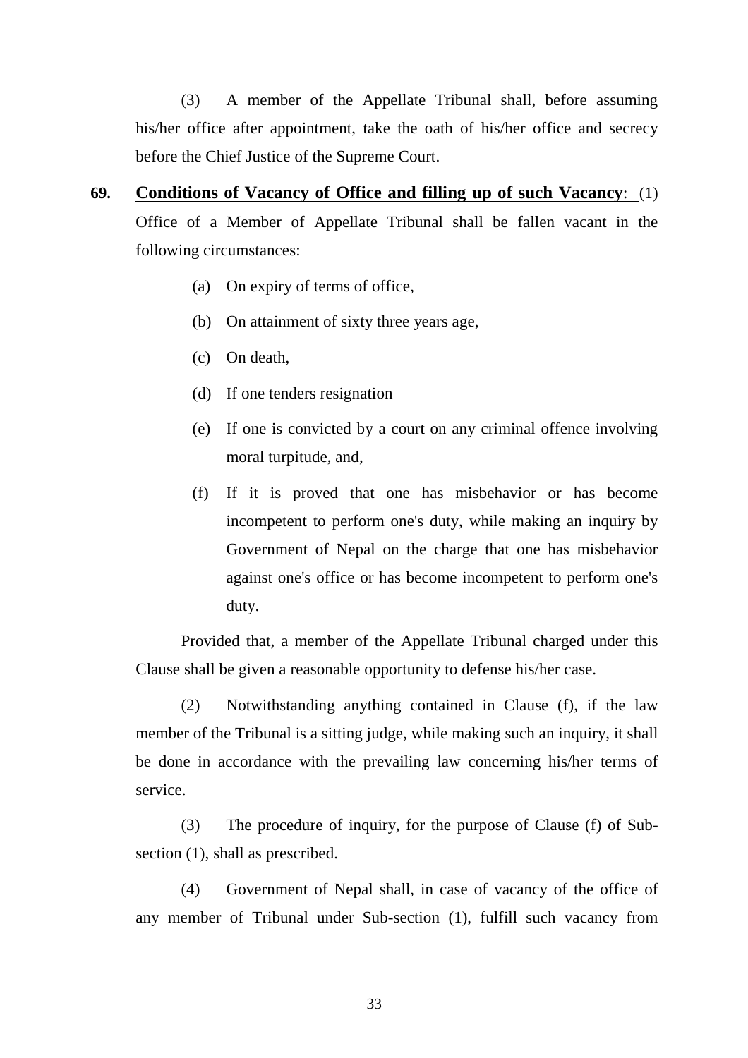(3) A member of the Appellate Tribunal shall, before assuming his/her office after appointment, take the oath of his/her office and secrecy before the Chief Justice of the Supreme Court.

**69. <u>Conditions of Vacancy of Office and filling up of such Vacancy</u>:** (1) Office of a Member of Appellate Tribunal shall be fallen vacant in the following circumstances:

(a) On expiry of terms of office,

(b) On attainment of sixty three years age,

(c) On death,

(d) If one tenders resignation

(e) If one is convicted by a court on any criminal offence involving moral turpitude, and,

(f) If it is proved that one has misbehavior or has become incompetent to perform one's duty, while making an inquiry by Government of Nepal on the charge that one has misbehavior against one's office or has become incompetent to perform one's duty.

Provided that, a member of the Appellate Tribunal charged under this Clause shall be given a reasonable opportunity to defense his/her case.

(2) Notwithstanding anything contained in Clause (f), if the law member of the Tribunal is a sitting judge, while making such an inquiry, it shall be done in accordance with the prevailing law concerning his/her terms of service.

(3) The procedure of inquiry, for the purpose of Clause (f) of Sub-section (1), shall as prescribed.

(4) Government of Nepal shall, in case of vacancy of the office of any member of Tribunal under Sub-section (1), fulfill such vacancy from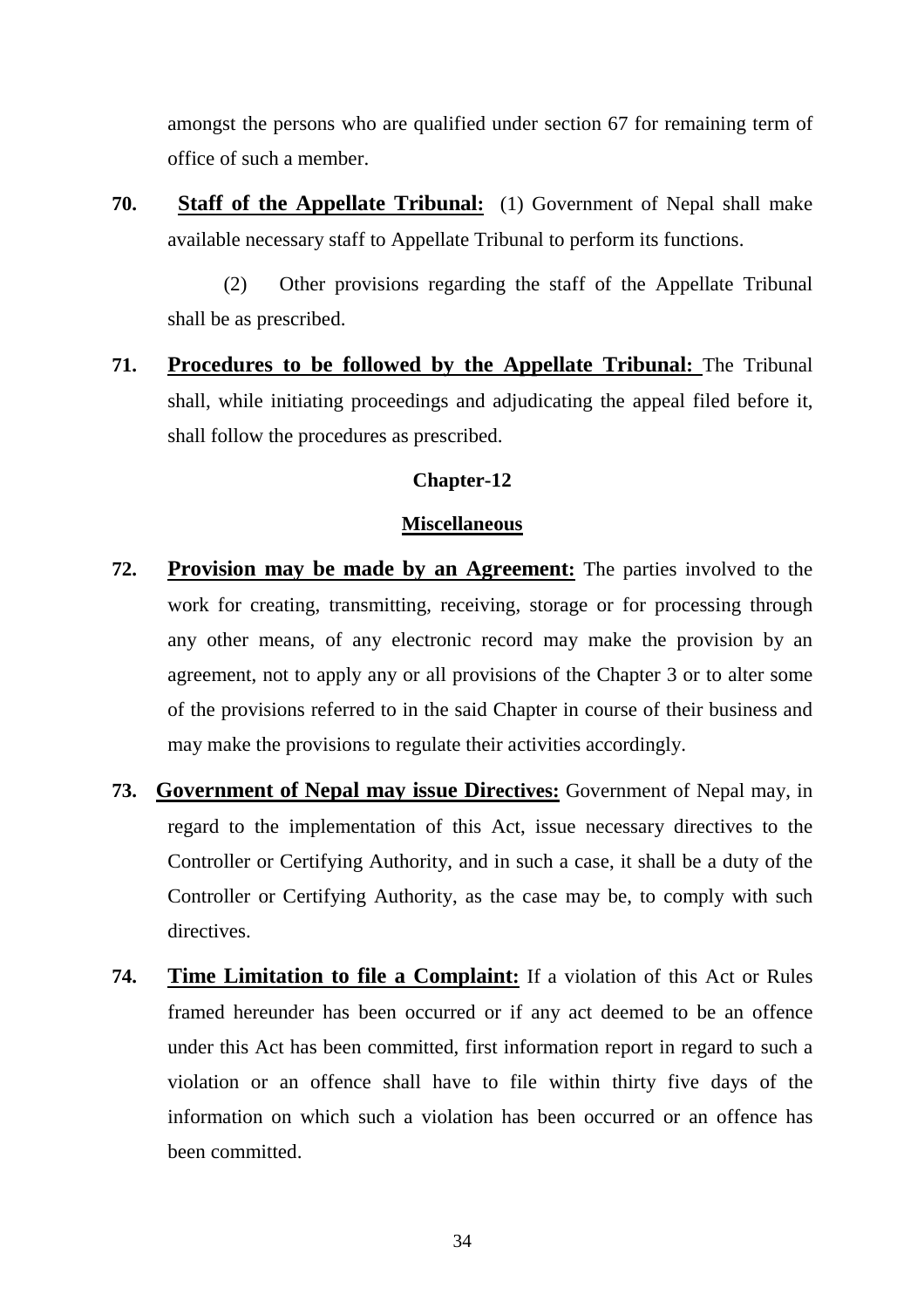amongst the persons who are qualified under section 67 for remaining term of office of such a member.

**70. Staff of the Appellate Tribunal:** (1) Government of Nepal shall make available necessary staff to Appellate Tribunal to perform its functions.

(2) Other provisions regarding the staff of the Appellate Tribunal shall be as prescribed.

**71. Procedures to be followed by the Appellate Tribunal:** The Tribunal shall, while initiating proceedings and adjudicating the appeal filed before it, shall follow the procedures as prescribed.

## Chapter-12

## Miscellaneous

**72. Provision may be made by an Agreement:** The parties involved to the work for creating, transmitting, receiving, storage or for processing through any other means, of any electronic record may make the provision by an agreement, not to apply any or all provisions of the Chapter 3 or to alter some of the provisions referred to in the said Chapter in course of their business and may make the provisions to regulate their activities accordingly.

**73. Government of Nepal may issue Directives:** Government of Nepal may, in regard to the implementation of this Act, issue necessary directives to the Controller or Certifying Authority, and in such a case, it shall be a duty of the Controller or Certifying Authority, as the case may be, to comply with such directives.

**74. Time Limitation to file a Complaint:** If a violation of this Act or Rules framed hereunder has been occurred or if any act deemed to be an offence under this Act has been committed, first information report in regard to such a violation or an offence shall have to file within thirty five days of the information on which such a violation has been occurred or an offence has been committed.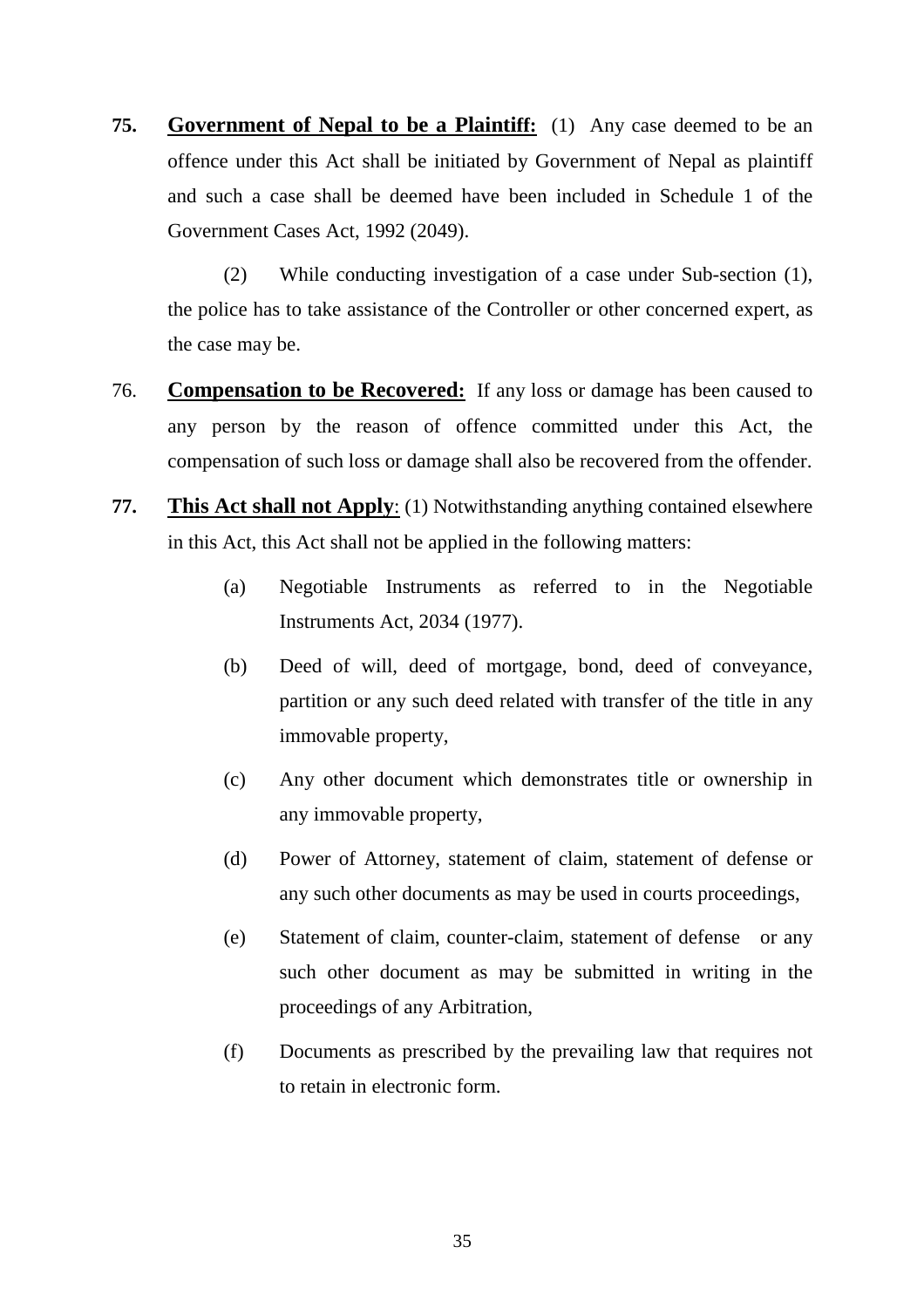**75.** **<u>Government of Nepal to be a Plaintiff:</u>** (1) Any case deemed to be an offence under this Act shall be initiated by Government of Nepal as plaintiff and such a case shall be deemed have been included in Schedule 1 of the Government Cases Act, 1992 (2049).

(2) While conducting investigation of a case under Sub-section (1), the police has to take assistance of the Controller or other concerned expert, as the case may be.

76. **<u>Compensation to be Recovered:</u>** If any loss or damage has been caused to any person by the reason of offence committed under this Act, the compensation of such loss or damage shall also be recovered from the offender.

**77.** **<u>This Act shall not Apply</u>**: (1) Notwithstanding anything contained elsewhere in this Act, this Act shall not be applied in the following matters:

(a) Negotiable Instruments as referred to in the Negotiable Instruments Act, 2034 (1977).

(b) Deed of will, deed of mortgage, bond, deed of conveyance, partition or any such deed related with transfer of the title in any immovable property,

(c) Any other document which demonstrates title or ownership in any immovable property,

(d) Power of Attorney, statement of claim, statement of defense or any such other documents as may be used in courts proceedings,

(e) Statement of claim, counter-claim, statement of defense or any such other document as may be submitted in writing in the proceedings of any Arbitration,

(f) Documents as prescribed by the prevailing law that requires not to retain in electronic form.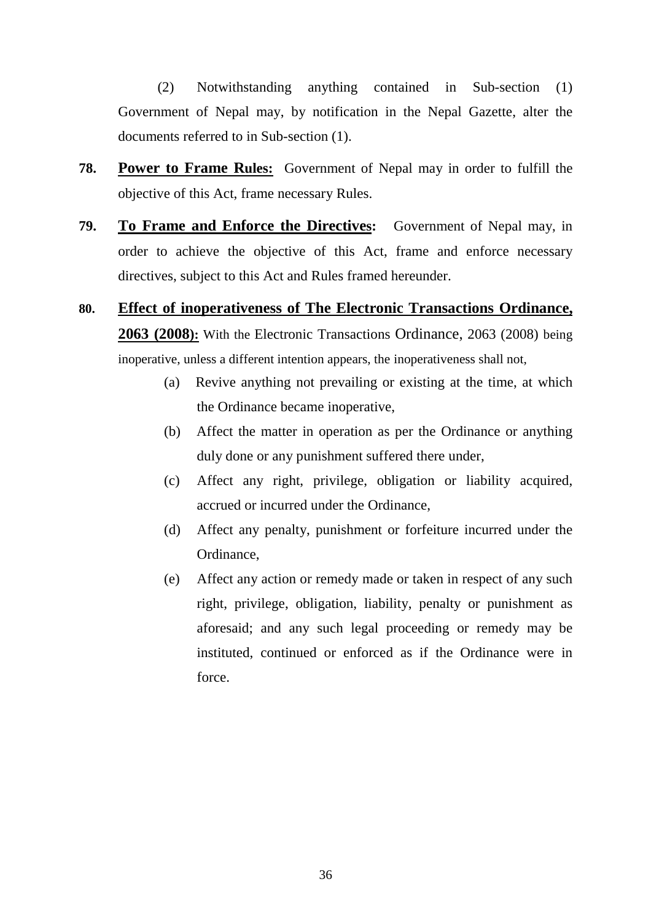(2) Notwithstanding anything contained in Sub-section (1) Government of Nepal may, by notification in the Nepal Gazette, alter the documents referred to in Sub-section (1).

**78. Power to Frame Rules:** Government of Nepal may in order to fulfill the objective of this Act, frame necessary Rules.

**79. To Frame and Enforce the Directives:** Government of Nepal may, in order to achieve the objective of this Act, frame and enforce necessary directives, subject to this Act and Rules framed hereunder.

**80. Effect of inoperativeness of The Electronic Transactions Ordinance, 2063 (2008):** With the Electronic Transactions Ordinance, 2063 (2008) being inoperative, unless a different intention appears, the inoperativeness shall not,

(a) Revive anything not prevailing or existing at the time, at which the Ordinance became inoperative,

(b) Affect the matter in operation as per the Ordinance or anything duly done or any punishment suffered there under,

(c) Affect any right, privilege, obligation or liability acquired, accrued or incurred under the Ordinance,

(d) Affect any penalty, punishment or forfeiture incurred under the Ordinance,

(e) Affect any action or remedy made or taken in respect of any such right, privilege, obligation, liability, penalty or punishment as aforesaid; and any such legal proceeding or remedy may be instituted, continued or enforced as if the Ordinance were in force.